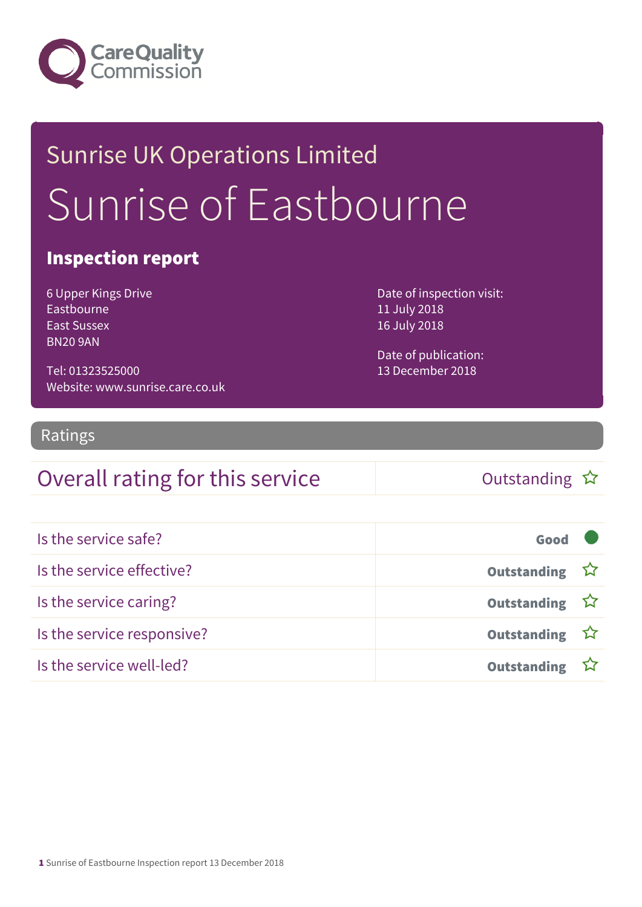Care Quality Commission

# Sunrise UK Operations Limited

# Sunrise of Eastbourne

## Inspection report

6 Upper Kings Drive
Eastbourne
East Sussex
BN20 9AN

Tel: 01323525000
Website: www.sunrise.care.co.uk

Date of inspection visit:
11 July 2018
16 July 2018

Date of publication:
13 December 2018

## Ratings

| Overall rating for this service | Outstanding ☆ |
|---|---|

| | |
|---|---|
| Is the service safe? | **Good** |
| Is the service effective? | **Outstanding** ☆ |
| Is the service caring? | **Outstanding** ☆ |
| Is the service responsive? | **Outstanding** ☆ |
| Is the service well-led? | **Outstanding** ☆ |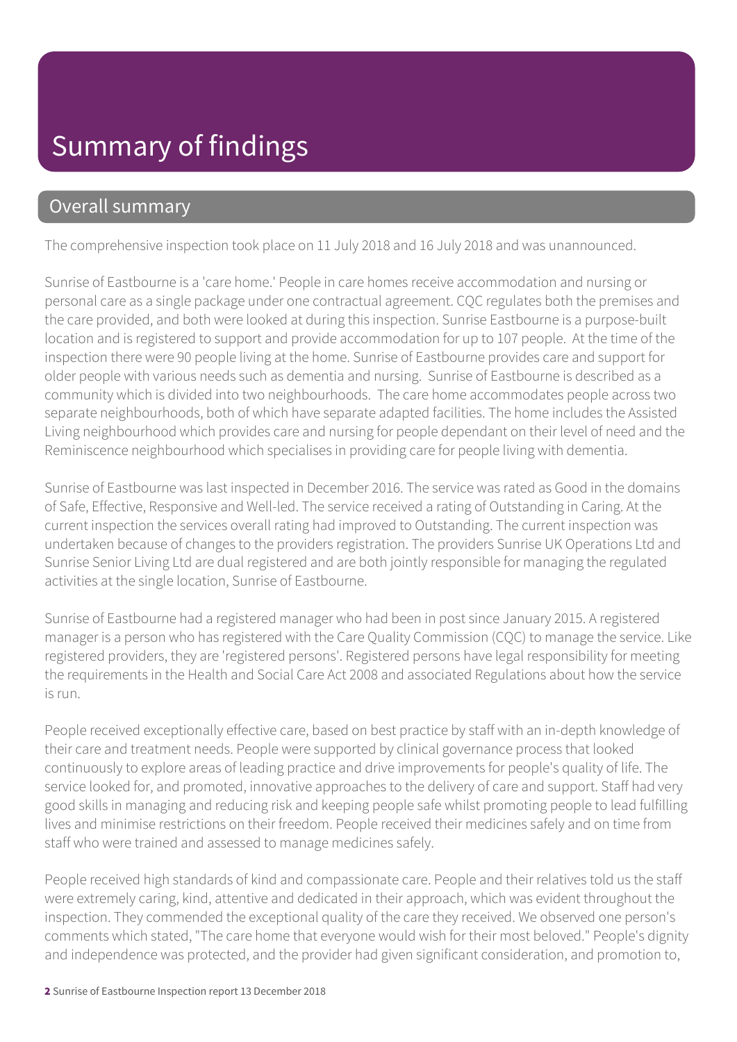# Summary of findings

## Overall summary

The comprehensive inspection took place on 11 July 2018 and 16 July 2018 and was unannounced.

Sunrise of Eastbourne is a 'care home.' People in care homes receive accommodation and nursing or personal care as a single package under one contractual agreement. CQC regulates both the premises and the care provided, and both were looked at during this inspection. Sunrise Eastbourne is a purpose-built location and is registered to support and provide accommodation for up to 107 people. At the time of the inspection there were 90 people living at the home. Sunrise of Eastbourne provides care and support for older people with various needs such as dementia and nursing. Sunrise of Eastbourne is described as a community which is divided into two neighbourhoods. The care home accommodates people across two separate neighbourhoods, both of which have separate adapted facilities. The home includes the Assisted Living neighbourhood which provides care and nursing for people dependant on their level of need and the Reminiscence neighbourhood which specialises in providing care for people living with dementia.

Sunrise of Eastbourne was last inspected in December 2016. The service was rated as Good in the domains of Safe, Effective, Responsive and Well-led. The service received a rating of Outstanding in Caring. At the current inspection the services overall rating had improved to Outstanding. The current inspection was undertaken because of changes to the providers registration. The providers Sunrise UK Operations Ltd and Sunrise Senior Living Ltd are dual registered and are both jointly responsible for managing the regulated activities at the single location, Sunrise of Eastbourne.

Sunrise of Eastbourne had a registered manager who had been in post since January 2015. A registered manager is a person who has registered with the Care Quality Commission (CQC) to manage the service. Like registered providers, they are 'registered persons'. Registered persons have legal responsibility for meeting the requirements in the Health and Social Care Act 2008 and associated Regulations about how the service is run.

People received exceptionally effective care, based on best practice by staff with an in-depth knowledge of their care and treatment needs. People were supported by clinical governance process that looked continuously to explore areas of leading practice and drive improvements for people's quality of life. The service looked for, and promoted, innovative approaches to the delivery of care and support. Staff had very good skills in managing and reducing risk and keeping people safe whilst promoting people to lead fulfilling lives and minimise restrictions on their freedom. People received their medicines safely and on time from staff who were trained and assessed to manage medicines safely.

People received high standards of kind and compassionate care. People and their relatives told us the staff were extremely caring, kind, attentive and dedicated in their approach, which was evident throughout the inspection. They commended the exceptional quality of the care they received. We observed one person's comments which stated, "The care home that everyone would wish for their most beloved." People's dignity and independence was protected, and the provider had given significant consideration, and promotion to,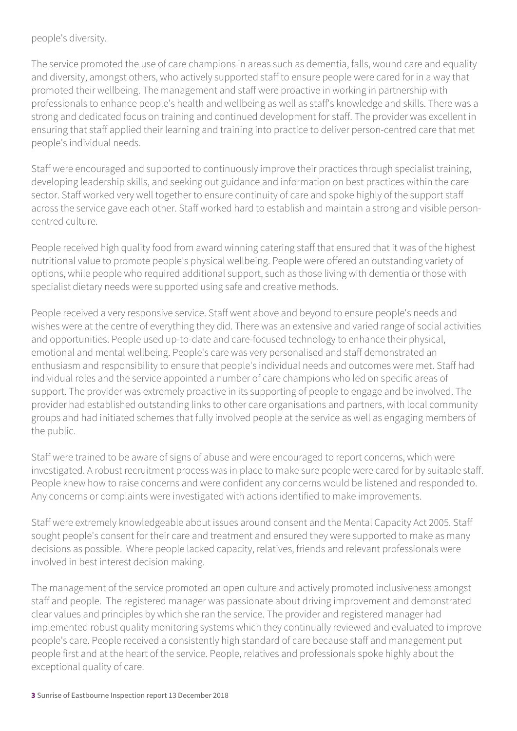people's diversity.

The service promoted the use of care champions in areas such as dementia, falls, wound care and equality and diversity, amongst others, who actively supported staff to ensure people were cared for in a way that promoted their wellbeing. The management and staff were proactive in working in partnership with professionals to enhance people's health and wellbeing as well as staff's knowledge and skills. There was a strong and dedicated focus on training and continued development for staff. The provider was excellent in ensuring that staff applied their learning and training into practice to deliver person-centred care that met people's individual needs.

Staff were encouraged and supported to continuously improve their practices through specialist training, developing leadership skills, and seeking out guidance and information on best practices within the care sector. Staff worked very well together to ensure continuity of care and spoke highly of the support staff across the service gave each other. Staff worked hard to establish and maintain a strong and visible person-centred culture.

People received high quality food from award winning catering staff that ensured that it was of the highest nutritional value to promote people's physical wellbeing. People were offered an outstanding variety of options, while people who required additional support, such as those living with dementia or those with specialist dietary needs were supported using safe and creative methods.

People received a very responsive service. Staff went above and beyond to ensure people's needs and wishes were at the centre of everything they did. There was an extensive and varied range of social activities and opportunities. People used up-to-date and care-focused technology to enhance their physical, emotional and mental wellbeing. People's care was very personalised and staff demonstrated an enthusiasm and responsibility to ensure that people's individual needs and outcomes were met. Staff had individual roles and the service appointed a number of care champions who led on specific areas of support. The provider was extremely proactive in its supporting of people to engage and be involved. The provider had established outstanding links to other care organisations and partners, with local community groups and had initiated schemes that fully involved people at the service as well as engaging members of the public.

Staff were trained to be aware of signs of abuse and were encouraged to report concerns, which were investigated. A robust recruitment process was in place to make sure people were cared for by suitable staff. People knew how to raise concerns and were confident any concerns would be listened and responded to. Any concerns or complaints were investigated with actions identified to make improvements.

Staff were extremely knowledgeable about issues around consent and the Mental Capacity Act 2005. Staff sought people's consent for their care and treatment and ensured they were supported to make as many decisions as possible. Where people lacked capacity, relatives, friends and relevant professionals were involved in best interest decision making.

The management of the service promoted an open culture and actively promoted inclusiveness amongst staff and people. The registered manager was passionate about driving improvement and demonstrated clear values and principles by which she ran the service. The provider and registered manager had implemented robust quality monitoring systems which they continually reviewed and evaluated to improve people's care. People received a consistently high standard of care because staff and management put people first and at the heart of the service. People, relatives and professionals spoke highly about the exceptional quality of care.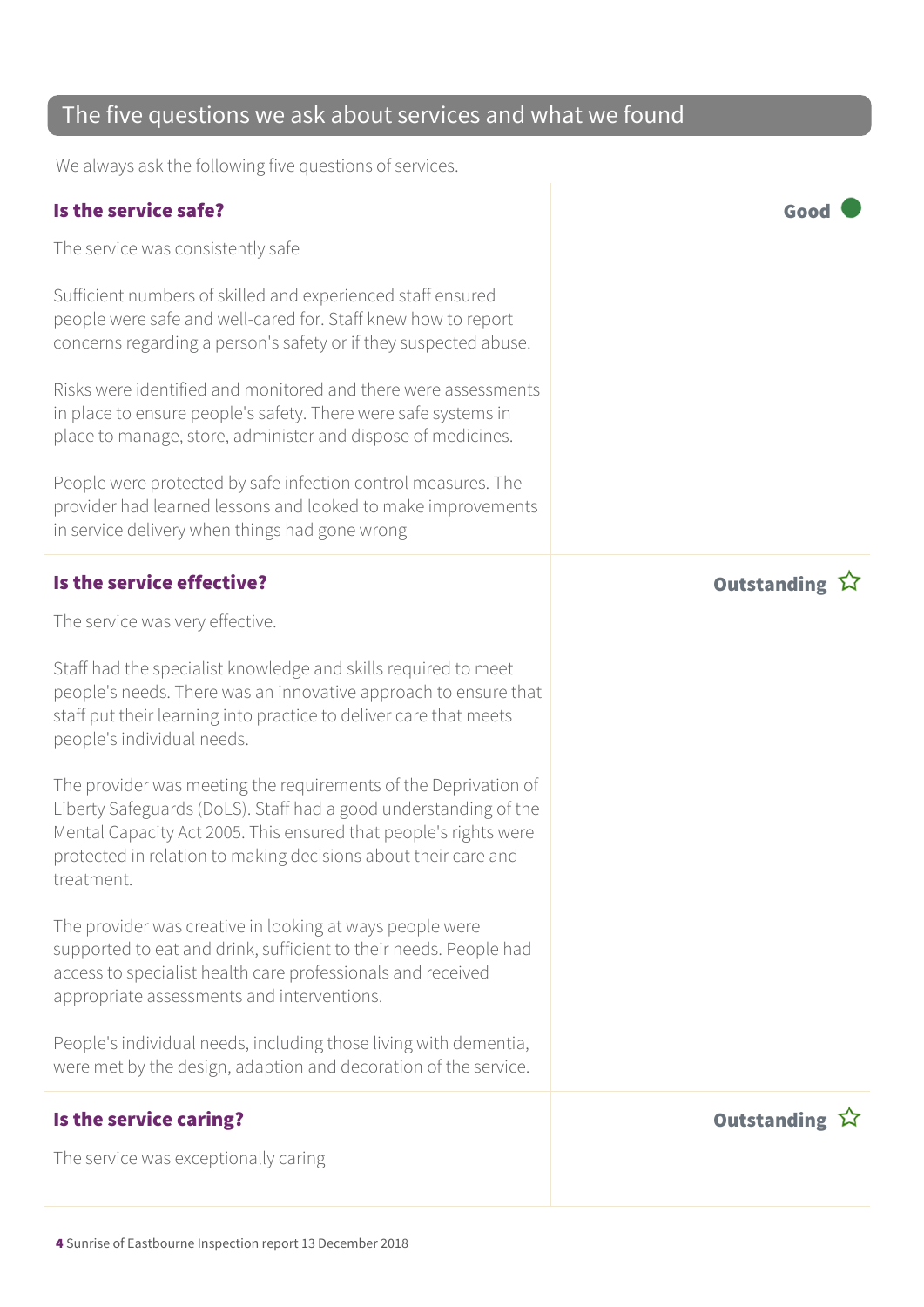## The five questions we ask about services and what we found

We always ask the following five questions of services.

### Is the service safe?

**Good**

The service was consistently safe

Sufficient numbers of skilled and experienced staff ensured people were safe and well-cared for. Staff knew how to report concerns regarding a person's safety or if they suspected abuse.

Risks were identified and monitored and there were assessments in place to ensure people's safety. There were safe systems in place to manage, store, administer and dispose of medicines.

People were protected by safe infection control measures. The provider had learned lessons and looked to make improvements in service delivery when things had gone wrong

### Is the service effective?

**Outstanding** ☆

The service was very effective.

Staff had the specialist knowledge and skills required to meet people's needs. There was an innovative approach to ensure that staff put their learning into practice to deliver care that meets people's individual needs.

The provider was meeting the requirements of the Deprivation of Liberty Safeguards (DoLS). Staff had a good understanding of the Mental Capacity Act 2005. This ensured that people's rights were protected in relation to making decisions about their care and treatment.

The provider was creative in looking at ways people were supported to eat and drink, sufficient to their needs. People had access to specialist health care professionals and received appropriate assessments and interventions.

People's individual needs, including those living with dementia, were met by the design, adaption and decoration of the service.

### Is the service caring?

**Outstanding** ☆

The service was exceptionally caring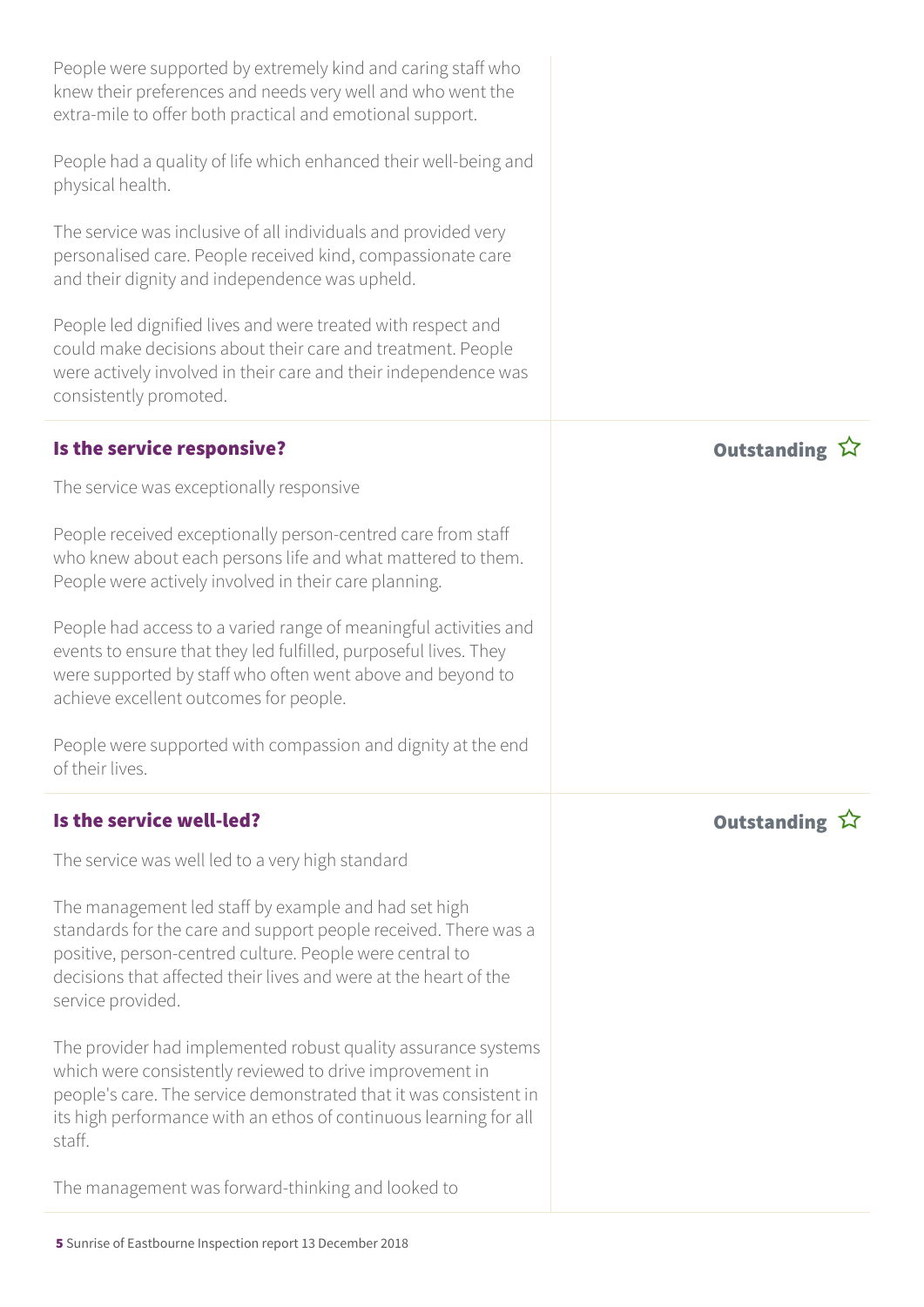People were supported by extremely kind and caring staff who knew their preferences and needs very well and who went the extra-mile to offer both practical and emotional support.

People had a quality of life which enhanced their well-being and physical health.

The service was inclusive of all individuals and provided very personalised care. People received kind, compassionate care and their dignity and independence was upheld.

People led dignified lives and were treated with respect and could make decisions about their care and treatment. People were actively involved in their care and their independence was consistently promoted.

### Is the service responsive?

**Outstanding** ☆

The service was exceptionally responsive

People received exceptionally person-centred care from staff who knew about each persons life and what mattered to them. People were actively involved in their care planning.

People had access to a varied range of meaningful activities and events to ensure that they led fulfilled, purposeful lives. They were supported by staff who often went above and beyond to achieve excellent outcomes for people.

People were supported with compassion and dignity at the end of their lives.

### Is the service well-led?

**Outstanding** ☆

The service was well led to a very high standard

The management led staff by example and had set high standards for the care and support people received. There was a positive, person-centred culture. People were central to decisions that affected their lives and were at the heart of the service provided.

The provider had implemented robust quality assurance systems which were consistently reviewed to drive improvement in people's care. The service demonstrated that it was consistent in its high performance with an ethos of continuous learning for all staff.

The management was forward-thinking and looked to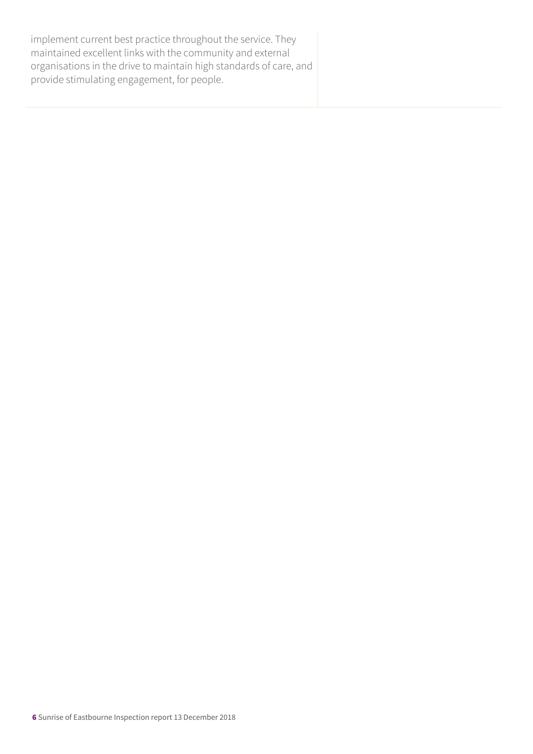implement current best practice throughout the service. They maintained excellent links with the community and external organisations in the drive to maintain high standards of care, and provide stimulating engagement, for people.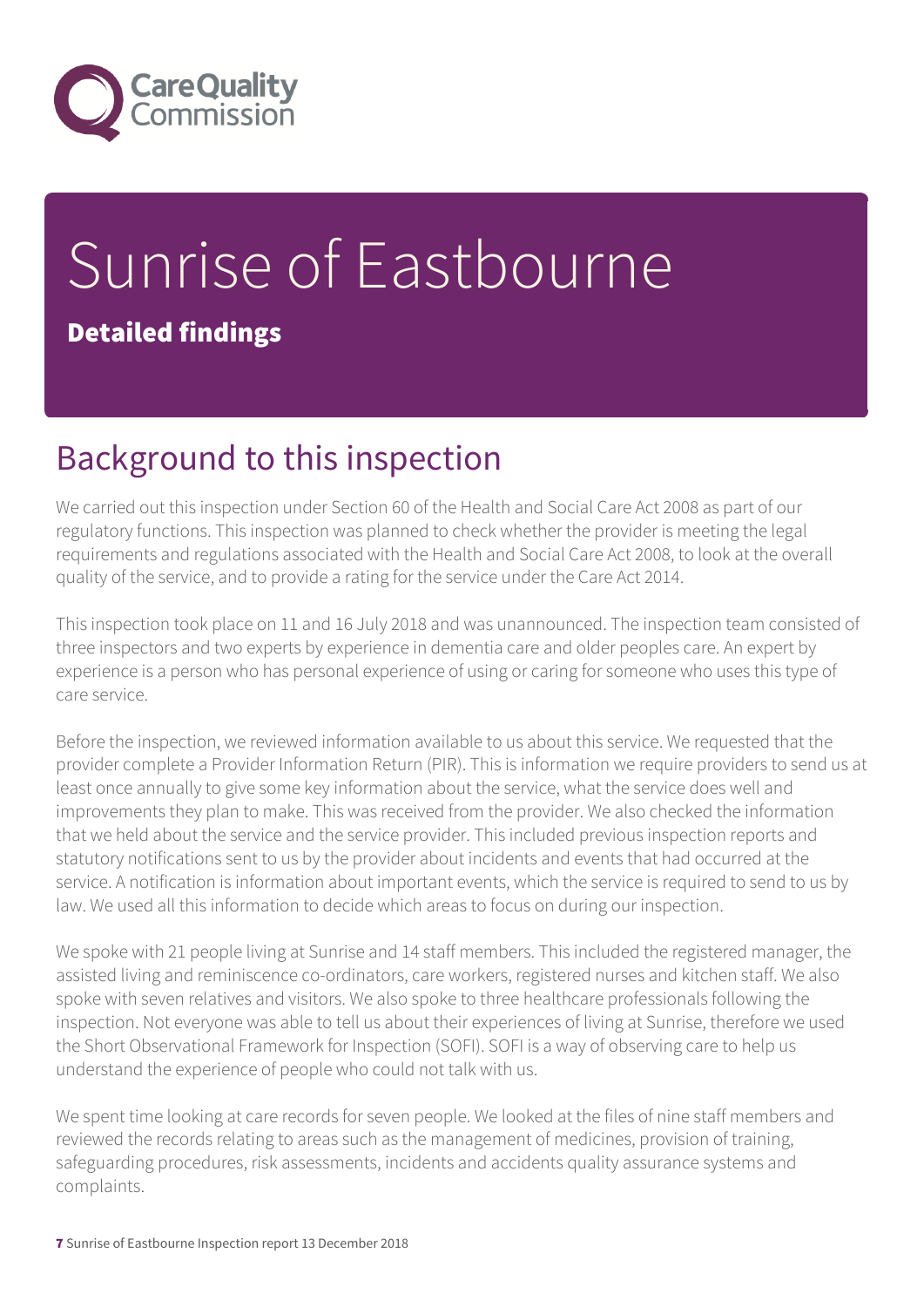# Sunrise of Eastbourne

**Detailed findings**

## Background to this inspection

We carried out this inspection under Section 60 of the Health and Social Care Act 2008 as part of our regulatory functions. This inspection was planned to check whether the provider is meeting the legal requirements and regulations associated with the Health and Social Care Act 2008, to look at the overall quality of the service, and to provide a rating for the service under the Care Act 2014.

This inspection took place on 11 and 16 July 2018 and was unannounced. The inspection team consisted of three inspectors and two experts by experience in dementia care and older peoples care. An expert by experience is a person who has personal experience of using or caring for someone who uses this type of care service.

Before the inspection, we reviewed information available to us about this service. We requested that the provider complete a Provider Information Return (PIR). This is information we require providers to send us at least once annually to give some key information about the service, what the service does well and improvements they plan to make. This was received from the provider. We also checked the information that we held about the service and the service provider. This included previous inspection reports and statutory notifications sent to us by the provider about incidents and events that had occurred at the service. A notification is information about important events, which the service is required to send to us by law. We used all this information to decide which areas to focus on during our inspection.

We spoke with 21 people living at Sunrise and 14 staff members. This included the registered manager, the assisted living and reminiscence co-ordinators, care workers, registered nurses and kitchen staff. We also spoke with seven relatives and visitors. We also spoke to three healthcare professionals following the inspection. Not everyone was able to tell us about their experiences of living at Sunrise, therefore we used the Short Observational Framework for Inspection (SOFI). SOFI is a way of observing care to help us understand the experience of people who could not talk with us.

We spent time looking at care records for seven people. We looked at the files of nine staff members and reviewed the records relating to areas such as the management of medicines, provision of training, safeguarding procedures, risk assessments, incidents and accidents quality assurance systems and complaints.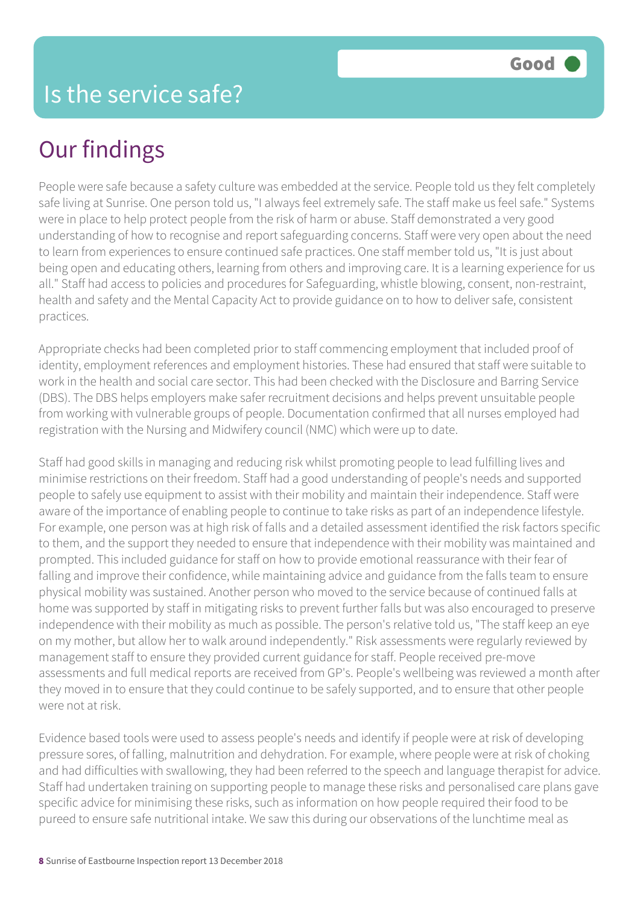# Is the service safe?

**Good**

## Our findings

People were safe because a safety culture was embedded at the service. People told us they felt completely safe living at Sunrise. One person told us, "I always feel extremely safe. The staff make us feel safe." Systems were in place to help protect people from the risk of harm or abuse. Staff demonstrated a very good understanding of how to recognise and report safeguarding concerns. Staff were very open about the need to learn from experiences to ensure continued safe practices. One staff member told us, "It is just about being open and educating others, learning from others and improving care. It is a learning experience for us all." Staff had access to policies and procedures for Safeguarding, whistle blowing, consent, non-restraint, health and safety and the Mental Capacity Act to provide guidance on to how to deliver safe, consistent practices.

Appropriate checks had been completed prior to staff commencing employment that included proof of identity, employment references and employment histories. These had ensured that staff were suitable to work in the health and social care sector. This had been checked with the Disclosure and Barring Service (DBS). The DBS helps employers make safer recruitment decisions and helps prevent unsuitable people from working with vulnerable groups of people. Documentation confirmed that all nurses employed had registration with the Nursing and Midwifery council (NMC) which were up to date.

Staff had good skills in managing and reducing risk whilst promoting people to lead fulfilling lives and minimise restrictions on their freedom. Staff had a good understanding of people's needs and supported people to safely use equipment to assist with their mobility and maintain their independence. Staff were aware of the importance of enabling people to continue to take risks as part of an independence lifestyle. For example, one person was at high risk of falls and a detailed assessment identified the risk factors specific to them, and the support they needed to ensure that independence with their mobility was maintained and prompted. This included guidance for staff on how to provide emotional reassurance with their fear of falling and improve their confidence, while maintaining advice and guidance from the falls team to ensure physical mobility was sustained. Another person who moved to the service because of continued falls at home was supported by staff in mitigating risks to prevent further falls but was also encouraged to preserve independence with their mobility as much as possible. The person's relative told us, "The staff keep an eye on my mother, but allow her to walk around independently." Risk assessments were regularly reviewed by management staff to ensure they provided current guidance for staff. People received pre-move assessments and full medical reports are received from GP's. People's wellbeing was reviewed a month after they moved in to ensure that they could continue to be safely supported, and to ensure that other people were not at risk.

Evidence based tools were used to assess people's needs and identify if people were at risk of developing pressure sores, of falling, malnutrition and dehydration. For example, where people were at risk of choking and had difficulties with swallowing, they had been referred to the speech and language therapist for advice. Staff had undertaken training on supporting people to manage these risks and personalised care plans gave specific advice for minimising these risks, such as information on how people required their food to be pureed to ensure safe nutritional intake. We saw this during our observations of the lunchtime meal as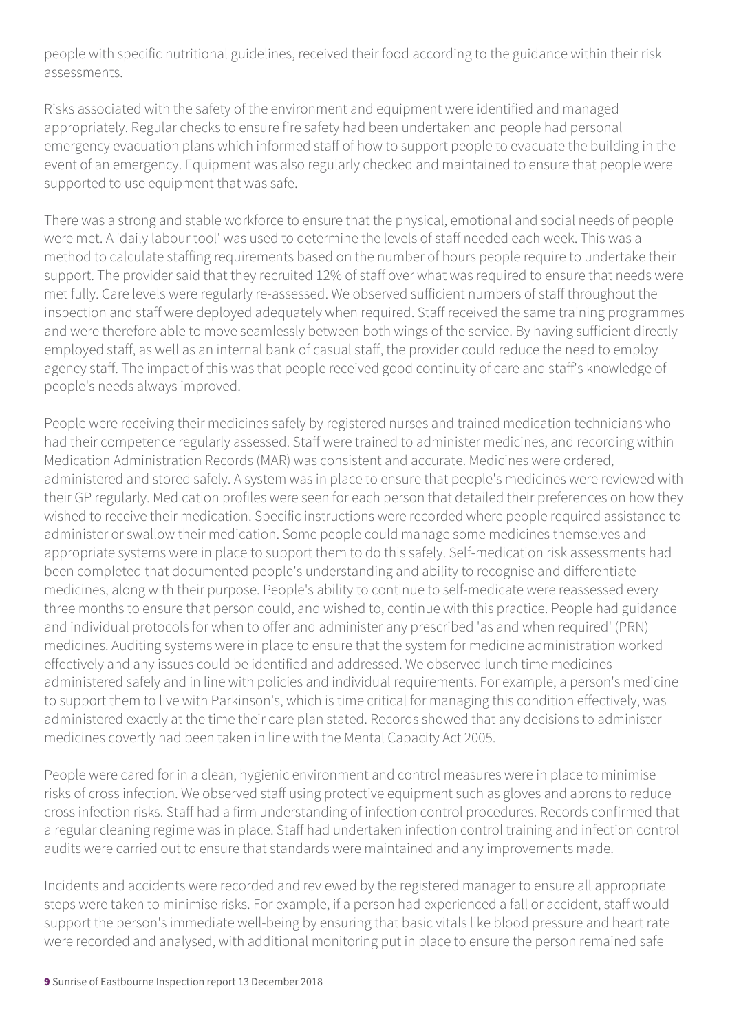people with specific nutritional guidelines, received their food according to the guidance within their risk assessments.

Risks associated with the safety of the environment and equipment were identified and managed appropriately. Regular checks to ensure fire safety had been undertaken and people had personal emergency evacuation plans which informed staff of how to support people to evacuate the building in the event of an emergency. Equipment was also regularly checked and maintained to ensure that people were supported to use equipment that was safe.

There was a strong and stable workforce to ensure that the physical, emotional and social needs of people were met. A 'daily labour tool' was used to determine the levels of staff needed each week. This was a method to calculate staffing requirements based on the number of hours people require to undertake their support. The provider said that they recruited 12% of staff over what was required to ensure that needs were met fully. Care levels were regularly re-assessed. We observed sufficient numbers of staff throughout the inspection and staff were deployed adequately when required. Staff received the same training programmes and were therefore able to move seamlessly between both wings of the service. By having sufficient directly employed staff, as well as an internal bank of casual staff, the provider could reduce the need to employ agency staff. The impact of this was that people received good continuity of care and staff's knowledge of people's needs always improved.

People were receiving their medicines safely by registered nurses and trained medication technicians who had their competence regularly assessed. Staff were trained to administer medicines, and recording within Medication Administration Records (MAR) was consistent and accurate. Medicines were ordered, administered and stored safely. A system was in place to ensure that people's medicines were reviewed with their GP regularly. Medication profiles were seen for each person that detailed their preferences on how they wished to receive their medication. Specific instructions were recorded where people required assistance to administer or swallow their medication. Some people could manage some medicines themselves and appropriate systems were in place to support them to do this safely. Self-medication risk assessments had been completed that documented people's understanding and ability to recognise and differentiate medicines, along with their purpose. People's ability to continue to self-medicate were reassessed every three months to ensure that person could, and wished to, continue with this practice. People had guidance and individual protocols for when to offer and administer any prescribed 'as and when required' (PRN) medicines. Auditing systems were in place to ensure that the system for medicine administration worked effectively and any issues could be identified and addressed. We observed lunch time medicines administered safely and in line with policies and individual requirements. For example, a person's medicine to support them to live with Parkinson's, which is time critical for managing this condition effectively, was administered exactly at the time their care plan stated. Records showed that any decisions to administer medicines covertly had been taken in line with the Mental Capacity Act 2005.

People were cared for in a clean, hygienic environment and control measures were in place to minimise risks of cross infection. We observed staff using protective equipment such as gloves and aprons to reduce cross infection risks. Staff had a firm understanding of infection control procedures. Records confirmed that a regular cleaning regime was in place. Staff had undertaken infection control training and infection control audits were carried out to ensure that standards were maintained and any improvements made.

Incidents and accidents were recorded and reviewed by the registered manager to ensure all appropriate steps were taken to minimise risks. For example, if a person had experienced a fall or accident, staff would support the person's immediate well-being by ensuring that basic vitals like blood pressure and heart rate were recorded and analysed, with additional monitoring put in place to ensure the person remained safe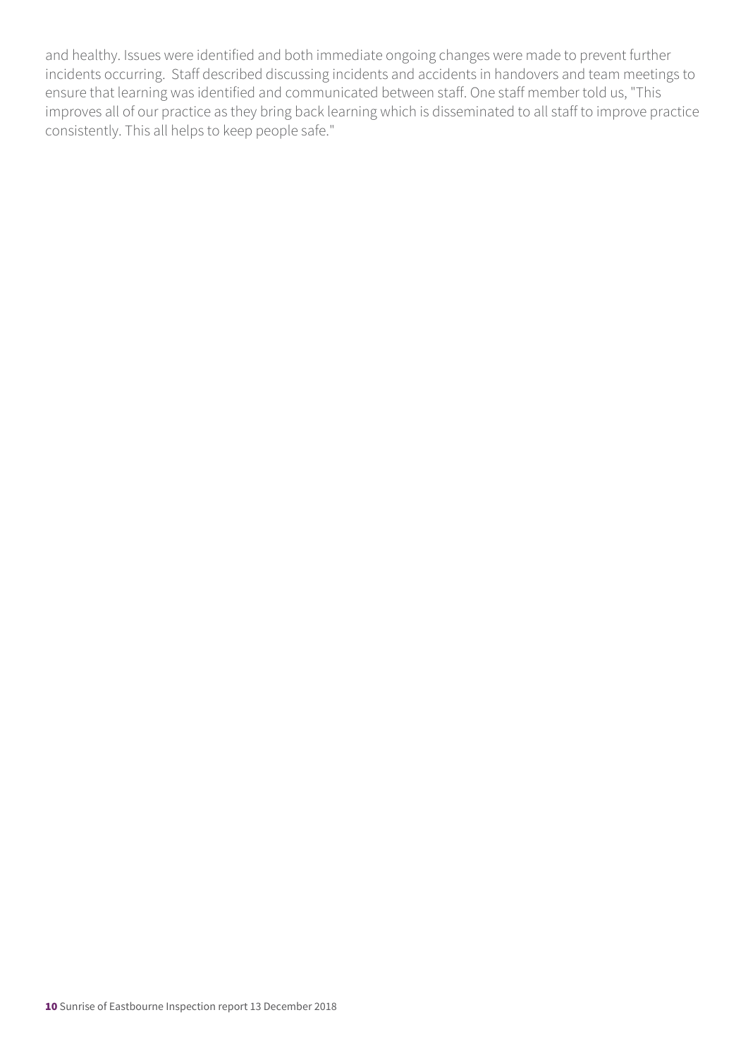and healthy. Issues were identified and both immediate ongoing changes were made to prevent further incidents occurring. Staff described discussing incidents and accidents in handovers and team meetings to ensure that learning was identified and communicated between staff. One staff member told us, "This improves all of our practice as they bring back learning which is disseminated to all staff to improve practice consistently. This all helps to keep people safe."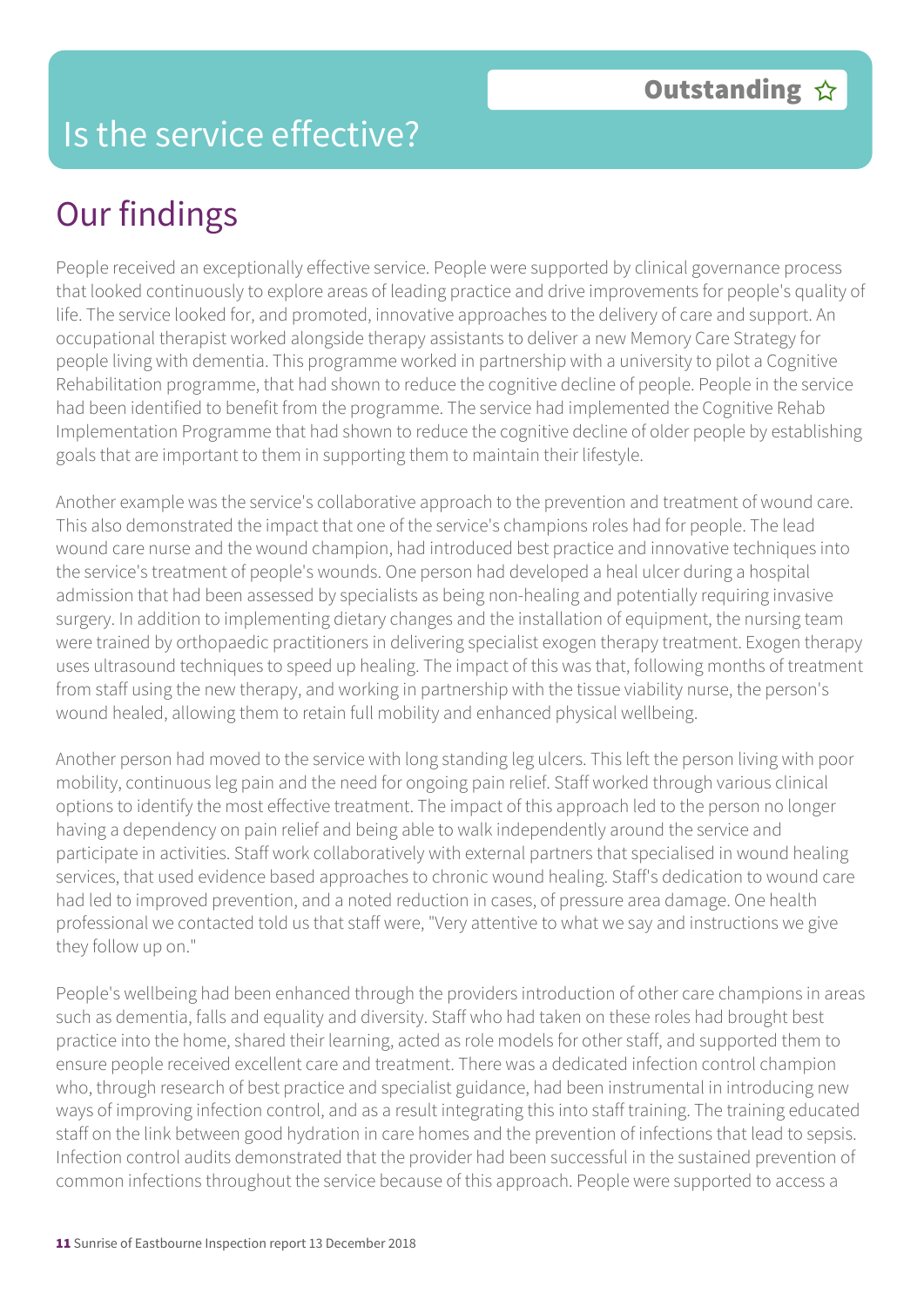# Is the service effective?

**Outstanding** ☆

## Our findings

People received an exceptionally effective service. People were supported by clinical governance process that looked continuously to explore areas of leading practice and drive improvements for people's quality of life. The service looked for, and promoted, innovative approaches to the delivery of care and support. An occupational therapist worked alongside therapy assistants to deliver a new Memory Care Strategy for people living with dementia. This programme worked in partnership with a university to pilot a Cognitive Rehabilitation programme, that had shown to reduce the cognitive decline of people. People in the service had been identified to benefit from the programme. The service had implemented the Cognitive Rehab Implementation Programme that had shown to reduce the cognitive decline of older people by establishing goals that are important to them in supporting them to maintain their lifestyle.

Another example was the service's collaborative approach to the prevention and treatment of wound care. This also demonstrated the impact that one of the service's champions roles had for people. The lead wound care nurse and the wound champion, had introduced best practice and innovative techniques into the service's treatment of people's wounds. One person had developed a heal ulcer during a hospital admission that had been assessed by specialists as being non-healing and potentially requiring invasive surgery. In addition to implementing dietary changes and the installation of equipment, the nursing team were trained by orthopaedic practitioners in delivering specialist exogen therapy treatment. Exogen therapy uses ultrasound techniques to speed up healing. The impact of this was that, following months of treatment from staff using the new therapy, and working in partnership with the tissue viability nurse, the person's wound healed, allowing them to retain full mobility and enhanced physical wellbeing.

Another person had moved to the service with long standing leg ulcers. This left the person living with poor mobility, continuous leg pain and the need for ongoing pain relief. Staff worked through various clinical options to identify the most effective treatment. The impact of this approach led to the person no longer having a dependency on pain relief and being able to walk independently around the service and participate in activities. Staff work collaboratively with external partners that specialised in wound healing services, that used evidence based approaches to chronic wound healing. Staff's dedication to wound care had led to improved prevention, and a noted reduction in cases, of pressure area damage. One health professional we contacted told us that staff were, "Very attentive to what we say and instructions we give they follow up on."

People's wellbeing had been enhanced through the providers introduction of other care champions in areas such as dementia, falls and equality and diversity. Staff who had taken on these roles had brought best practice into the home, shared their learning, acted as role models for other staff, and supported them to ensure people received excellent care and treatment. There was a dedicated infection control champion who, through research of best practice and specialist guidance, had been instrumental in introducing new ways of improving infection control, and as a result integrating this into staff training. The training educated staff on the link between good hydration in care homes and the prevention of infections that lead to sepsis. Infection control audits demonstrated that the provider had been successful in the sustained prevention of common infections throughout the service because of this approach. People were supported to access a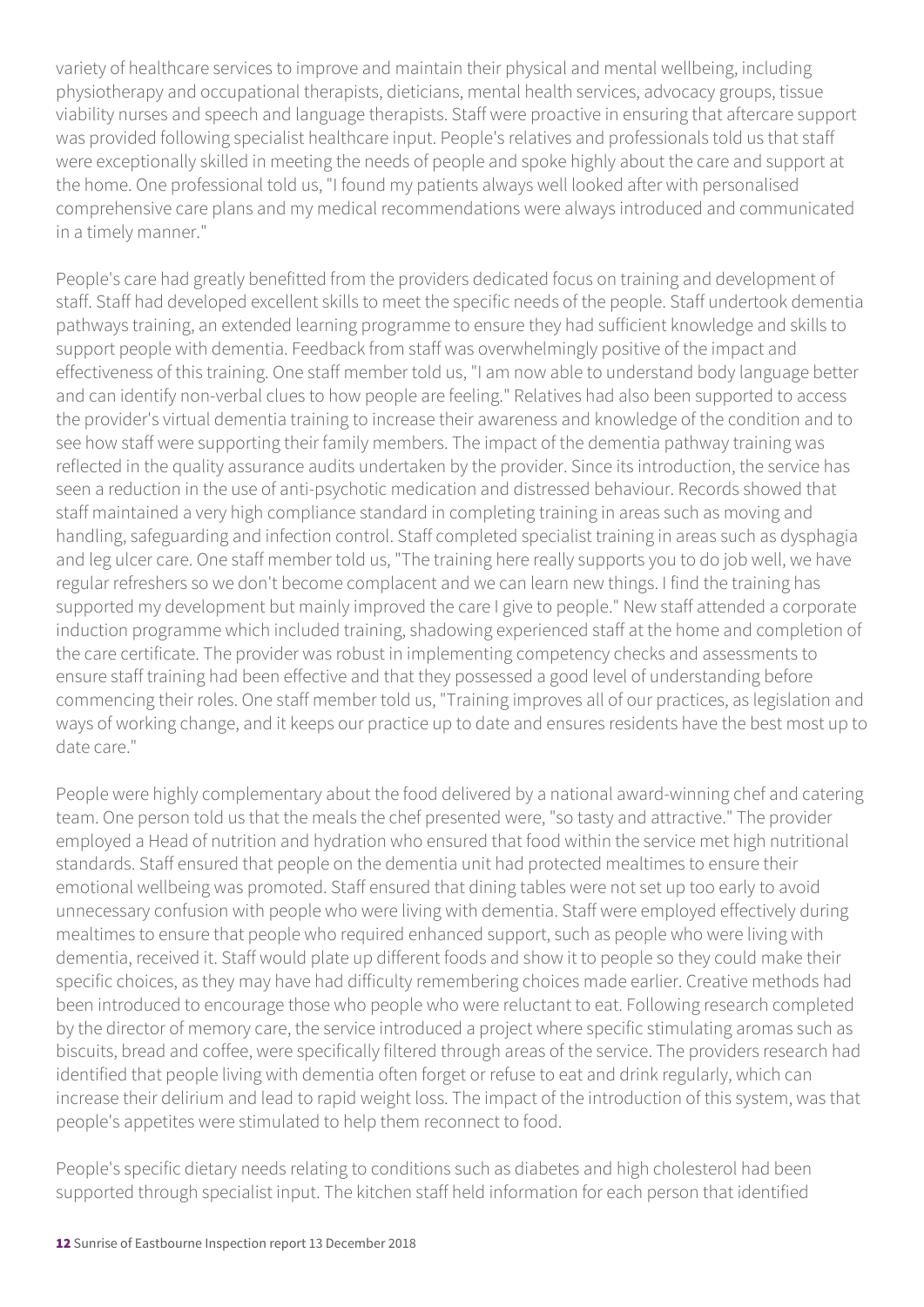variety of healthcare services to improve and maintain their physical and mental wellbeing, including physiotherapy and occupational therapists, dieticians, mental health services, advocacy groups, tissue viability nurses and speech and language therapists. Staff were proactive in ensuring that aftercare support was provided following specialist healthcare input. People's relatives and professionals told us that staff were exceptionally skilled in meeting the needs of people and spoke highly about the care and support at the home. One professional told us, "I found my patients always well looked after with personalised comprehensive care plans and my medical recommendations were always introduced and communicated in a timely manner."

People's care had greatly benefitted from the providers dedicated focus on training and development of staff. Staff had developed excellent skills to meet the specific needs of the people. Staff undertook dementia pathways training, an extended learning programme to ensure they had sufficient knowledge and skills to support people with dementia. Feedback from staff was overwhelmingly positive of the impact and effectiveness of this training. One staff member told us, "I am now able to understand body language better and can identify non-verbal clues to how people are feeling." Relatives had also been supported to access the provider's virtual dementia training to increase their awareness and knowledge of the condition and to see how staff were supporting their family members. The impact of the dementia pathway training was reflected in the quality assurance audits undertaken by the provider. Since its introduction, the service has seen a reduction in the use of anti-psychotic medication and distressed behaviour. Records showed that staff maintained a very high compliance standard in completing training in areas such as moving and handling, safeguarding and infection control. Staff completed specialist training in areas such as dysphagia and leg ulcer care. One staff member told us, "The training here really supports you to do job well, we have regular refreshers so we don't become complacent and we can learn new things. I find the training has supported my development but mainly improved the care I give to people." New staff attended a corporate induction programme which included training, shadowing experienced staff at the home and completion of the care certificate. The provider was robust in implementing competency checks and assessments to ensure staff training had been effective and that they possessed a good level of understanding before commencing their roles. One staff member told us, "Training improves all of our practices, as legislation and ways of working change, and it keeps our practice up to date and ensures residents have the best most up to date care."

People were highly complementary about the food delivered by a national award-winning chef and catering team. One person told us that the meals the chef presented were, "so tasty and attractive." The provider employed a Head of nutrition and hydration who ensured that food within the service met high nutritional standards. Staff ensured that people on the dementia unit had protected mealtimes to ensure their emotional wellbeing was promoted. Staff ensured that dining tables were not set up too early to avoid unnecessary confusion with people who were living with dementia. Staff were employed effectively during mealtimes to ensure that people who required enhanced support, such as people who were living with dementia, received it. Staff would plate up different foods and show it to people so they could make their specific choices, as they may have had difficulty remembering choices made earlier. Creative methods had been introduced to encourage those who people who were reluctant to eat. Following research completed by the director of memory care, the service introduced a project where specific stimulating aromas such as biscuits, bread and coffee, were specifically filtered through areas of the service. The providers research had identified that people living with dementia often forget or refuse to eat and drink regularly, which can increase their delirium and lead to rapid weight loss. The impact of the introduction of this system, was that people's appetites were stimulated to help them reconnect to food.

People's specific dietary needs relating to conditions such as diabetes and high cholesterol had been supported through specialist input. The kitchen staff held information for each person that identified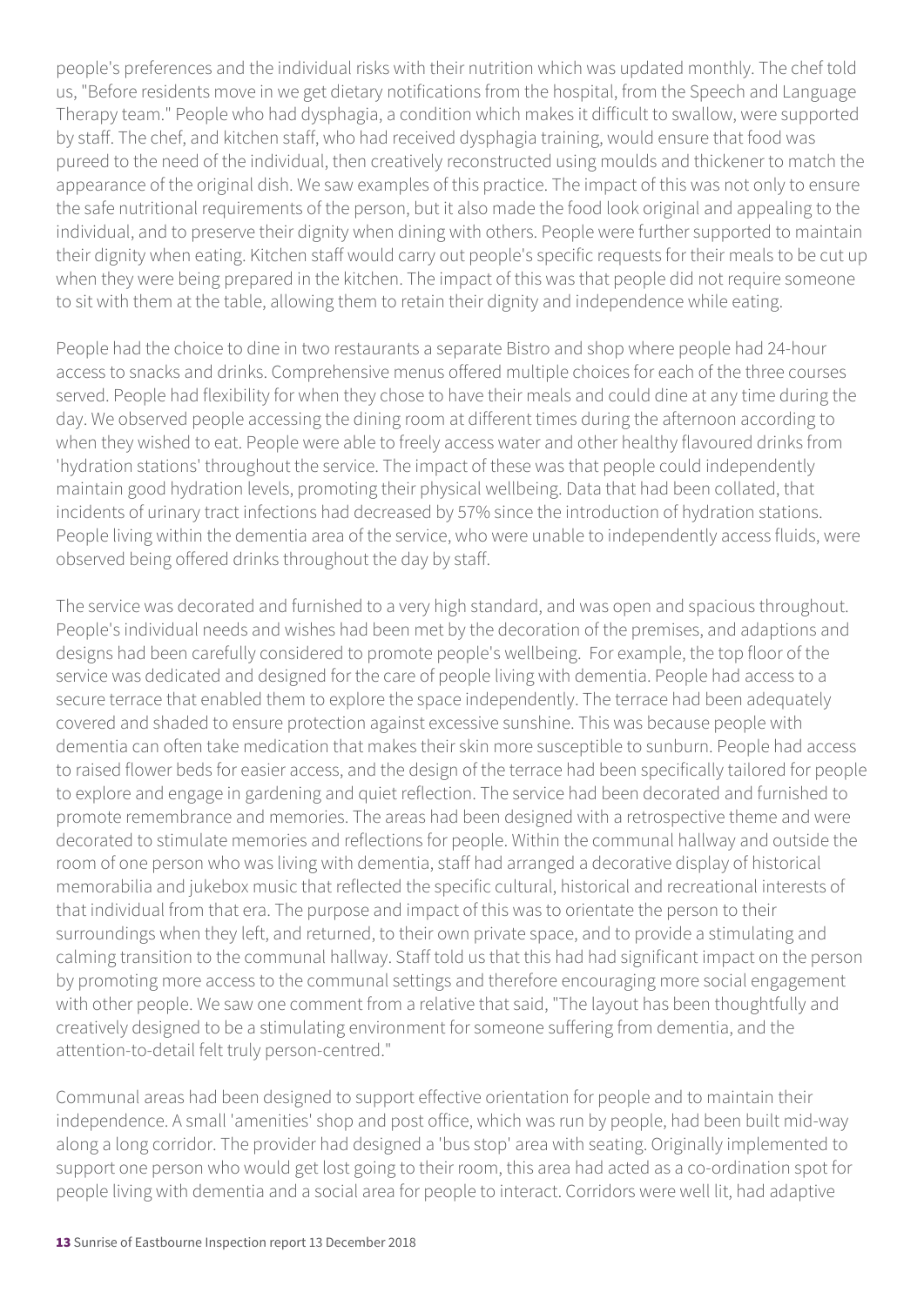people's preferences and the individual risks with their nutrition which was updated monthly. The chef told us, "Before residents move in we get dietary notifications from the hospital, from the Speech and Language Therapy team." People who had dysphagia, a condition which makes it difficult to swallow, were supported by staff. The chef, and kitchen staff, who had received dysphagia training, would ensure that food was pureed to the need of the individual, then creatively reconstructed using moulds and thickener to match the appearance of the original dish. We saw examples of this practice. The impact of this was not only to ensure the safe nutritional requirements of the person, but it also made the food look original and appealing to the individual, and to preserve their dignity when dining with others. People were further supported to maintain their dignity when eating. Kitchen staff would carry out people's specific requests for their meals to be cut up when they were being prepared in the kitchen. The impact of this was that people did not require someone to sit with them at the table, allowing them to retain their dignity and independence while eating.

People had the choice to dine in two restaurants a separate Bistro and shop where people had 24-hour access to snacks and drinks. Comprehensive menus offered multiple choices for each of the three courses served. People had flexibility for when they chose to have their meals and could dine at any time during the day. We observed people accessing the dining room at different times during the afternoon according to when they wished to eat. People were able to freely access water and other healthy flavoured drinks from 'hydration stations' throughout the service. The impact of these was that people could independently maintain good hydration levels, promoting their physical wellbeing. Data that had been collated, that incidents of urinary tract infections had decreased by 57% since the introduction of hydration stations. People living within the dementia area of the service, who were unable to independently access fluids, were observed being offered drinks throughout the day by staff.

The service was decorated and furnished to a very high standard, and was open and spacious throughout. People's individual needs and wishes had been met by the decoration of the premises, and adaptions and designs had been carefully considered to promote people's wellbeing. For example, the top floor of the service was dedicated and designed for the care of people living with dementia. People had access to a secure terrace that enabled them to explore the space independently. The terrace had been adequately covered and shaded to ensure protection against excessive sunshine. This was because people with dementia can often take medication that makes their skin more susceptible to sunburn. People had access to raised flower beds for easier access, and the design of the terrace had been specifically tailored for people to explore and engage in gardening and quiet reflection. The service had been decorated and furnished to promote remembrance and memories. The areas had been designed with a retrospective theme and were decorated to stimulate memories and reflections for people. Within the communal hallway and outside the room of one person who was living with dementia, staff had arranged a decorative display of historical memorabilia and jukebox music that reflected the specific cultural, historical and recreational interests of that individual from that era. The purpose and impact of this was to orientate the person to their surroundings when they left, and returned, to their own private space, and to provide a stimulating and calming transition to the communal hallway. Staff told us that this had had significant impact on the person by promoting more access to the communal settings and therefore encouraging more social engagement with other people. We saw one comment from a relative that said, "The layout has been thoughtfully and creatively designed to be a stimulating environment for someone suffering from dementia, and the attention-to-detail felt truly person-centred."

Communal areas had been designed to support effective orientation for people and to maintain their independence. A small 'amenities' shop and post office, which was run by people, had been built mid-way along a long corridor. The provider had designed a 'bus stop' area with seating. Originally implemented to support one person who would get lost going to their room, this area had acted as a co-ordination spot for people living with dementia and a social area for people to interact. Corridors were well lit, had adaptive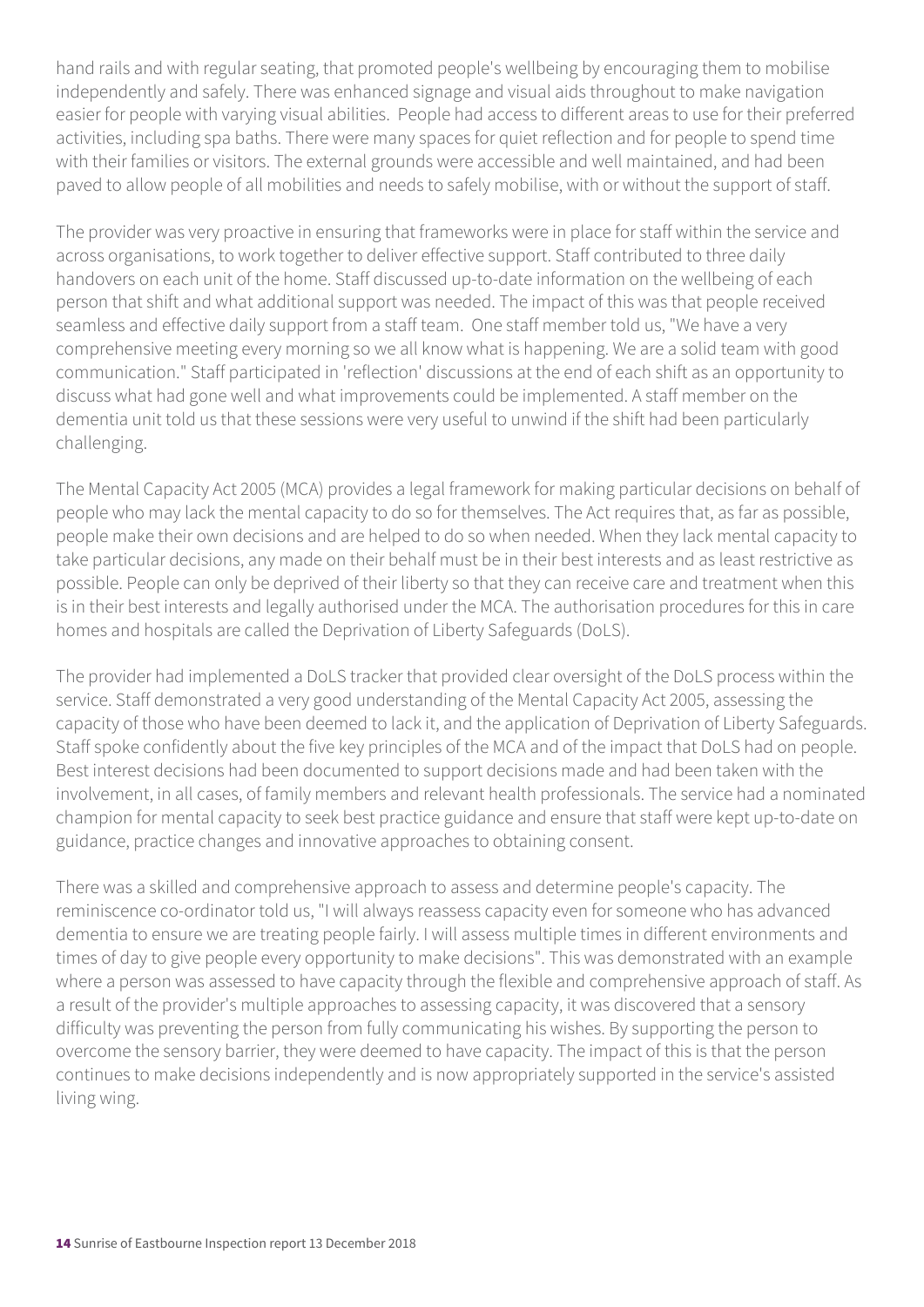hand rails and with regular seating, that promoted people's wellbeing by encouraging them to mobilise independently and safely. There was enhanced signage and visual aids throughout to make navigation easier for people with varying visual abilities. People had access to different areas to use for their preferred activities, including spa baths. There were many spaces for quiet reflection and for people to spend time with their families or visitors. The external grounds were accessible and well maintained, and had been paved to allow people of all mobilities and needs to safely mobilise, with or without the support of staff.

The provider was very proactive in ensuring that frameworks were in place for staff within the service and across organisations, to work together to deliver effective support. Staff contributed to three daily handovers on each unit of the home. Staff discussed up-to-date information on the wellbeing of each person that shift and what additional support was needed. The impact of this was that people received seamless and effective daily support from a staff team. One staff member told us, "We have a very comprehensive meeting every morning so we all know what is happening. We are a solid team with good communication." Staff participated in 'reflection' discussions at the end of each shift as an opportunity to discuss what had gone well and what improvements could be implemented. A staff member on the dementia unit told us that these sessions were very useful to unwind if the shift had been particularly challenging.

The Mental Capacity Act 2005 (MCA) provides a legal framework for making particular decisions on behalf of people who may lack the mental capacity to do so for themselves. The Act requires that, as far as possible, people make their own decisions and are helped to do so when needed. When they lack mental capacity to take particular decisions, any made on their behalf must be in their best interests and as least restrictive as possible. People can only be deprived of their liberty so that they can receive care and treatment when this is in their best interests and legally authorised under the MCA. The authorisation procedures for this in care homes and hospitals are called the Deprivation of Liberty Safeguards (DoLS).

The provider had implemented a DoLS tracker that provided clear oversight of the DoLS process within the service. Staff demonstrated a very good understanding of the Mental Capacity Act 2005, assessing the capacity of those who have been deemed to lack it, and the application of Deprivation of Liberty Safeguards. Staff spoke confidently about the five key principles of the MCA and of the impact that DoLS had on people. Best interest decisions had been documented to support decisions made and had been taken with the involvement, in all cases, of family members and relevant health professionals. The service had a nominated champion for mental capacity to seek best practice guidance and ensure that staff were kept up-to-date on guidance, practice changes and innovative approaches to obtaining consent.

There was a skilled and comprehensive approach to assess and determine people's capacity. The reminiscence co-ordinator told us, "I will always reassess capacity even for someone who has advanced dementia to ensure we are treating people fairly. I will assess multiple times in different environments and times of day to give people every opportunity to make decisions". This was demonstrated with an example where a person was assessed to have capacity through the flexible and comprehensive approach of staff. As a result of the provider's multiple approaches to assessing capacity, it was discovered that a sensory difficulty was preventing the person from fully communicating his wishes. By supporting the person to overcome the sensory barrier, they were deemed to have capacity. The impact of this is that the person continues to make decisions independently and is now appropriately supported in the service's assisted living wing.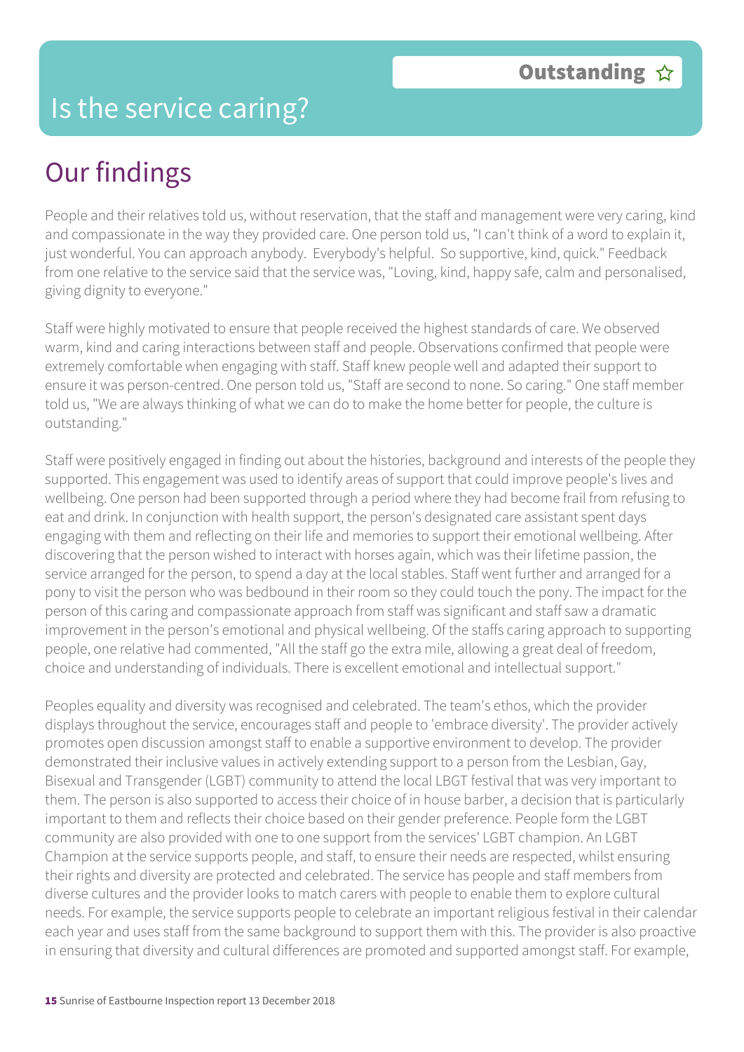# Is the service caring?

**Outstanding ☆**

## Our findings

People and their relatives told us, without reservation, that the staff and management were very caring, kind and compassionate in the way they provided care. One person told us, "I can't think of a word to explain it, just wonderful. You can approach anybody. Everybody's helpful. So supportive, kind, quick." Feedback from one relative to the service said that the service was, "Loving, kind, happy safe, calm and personalised, giving dignity to everyone."

Staff were highly motivated to ensure that people received the highest standards of care. We observed warm, kind and caring interactions between staff and people. Observations confirmed that people were extremely comfortable when engaging with staff. Staff knew people well and adapted their support to ensure it was person-centred. One person told us, "Staff are second to none. So caring." One staff member told us, "We are always thinking of what we can do to make the home better for people, the culture is outstanding."

Staff were positively engaged in finding out about the histories, background and interests of the people they supported. This engagement was used to identify areas of support that could improve people's lives and wellbeing. One person had been supported through a period where they had become frail from refusing to eat and drink. In conjunction with health support, the person's designated care assistant spent days engaging with them and reflecting on their life and memories to support their emotional wellbeing. After discovering that the person wished to interact with horses again, which was their lifetime passion, the service arranged for the person, to spend a day at the local stables. Staff went further and arranged for a pony to visit the person who was bedbound in their room so they could touch the pony. The impact for the person of this caring and compassionate approach from staff was significant and staff saw a dramatic improvement in the person's emotional and physical wellbeing. Of the staffs caring approach to supporting people, one relative had commented, "All the staff go the extra mile, allowing a great deal of freedom, choice and understanding of individuals. There is excellent emotional and intellectual support."

Peoples equality and diversity was recognised and celebrated. The team's ethos, which the provider displays throughout the service, encourages staff and people to 'embrace diversity'. The provider actively promotes open discussion amongst staff to enable a supportive environment to develop. The provider demonstrated their inclusive values in actively extending support to a person from the Lesbian, Gay, Bisexual and Transgender (LGBT) community to attend the local LBGT festival that was very important to them. The person is also supported to access their choice of in house barber, a decision that is particularly important to them and reflects their choice based on their gender preference. People form the LGBT community are also provided with one to one support from the services' LGBT champion. An LGBT Champion at the service supports people, and staff, to ensure their needs are respected, whilst ensuring their rights and diversity are protected and celebrated. The service has people and staff members from diverse cultures and the provider looks to match carers with people to enable them to explore cultural needs. For example, the service supports people to celebrate an important religious festival in their calendar each year and uses staff from the same background to support them with this. The provider is also proactive in ensuring that diversity and cultural differences are promoted and supported amongst staff. For example,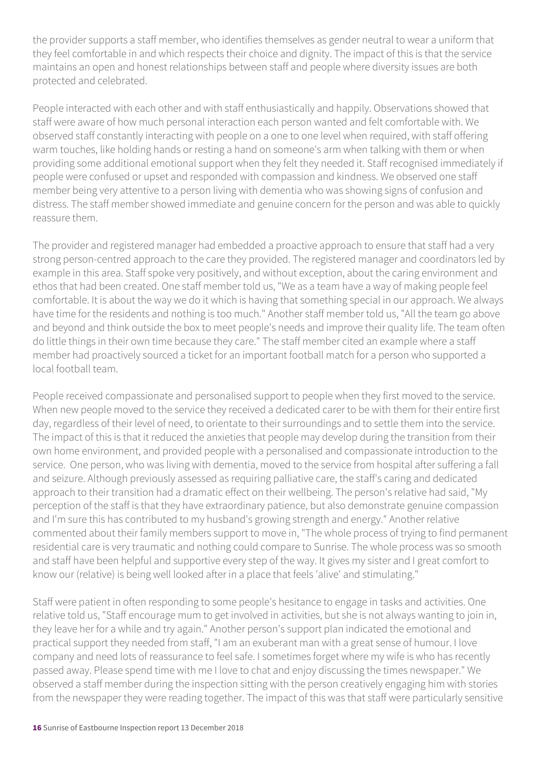the provider supports a staff member, who identifies themselves as gender neutral to wear a uniform that they feel comfortable in and which respects their choice and dignity. The impact of this is that the service maintains an open and honest relationships between staff and people where diversity issues are both protected and celebrated.

People interacted with each other and with staff enthusiastically and happily. Observations showed that staff were aware of how much personal interaction each person wanted and felt comfortable with. We observed staff constantly interacting with people on a one to one level when required, with staff offering warm touches, like holding hands or resting a hand on someone's arm when talking with them or when providing some additional emotional support when they felt they needed it. Staff recognised immediately if people were confused or upset and responded with compassion and kindness. We observed one staff member being very attentive to a person living with dementia who was showing signs of confusion and distress. The staff member showed immediate and genuine concern for the person and was able to quickly reassure them.

The provider and registered manager had embedded a proactive approach to ensure that staff had a very strong person-centred approach to the care they provided. The registered manager and coordinators led by example in this area. Staff spoke very positively, and without exception, about the caring environment and ethos that had been created. One staff member told us, "We as a team have a way of making people feel comfortable. It is about the way we do it which is having that something special in our approach. We always have time for the residents and nothing is too much." Another staff member told us, "All the team go above and beyond and think outside the box to meet people's needs and improve their quality life. The team often do little things in their own time because they care." The staff member cited an example where a staff member had proactively sourced a ticket for an important football match for a person who supported a local football team.

People received compassionate and personalised support to people when they first moved to the service. When new people moved to the service they received a dedicated carer to be with them for their entire first day, regardless of their level of need, to orientate to their surroundings and to settle them into the service. The impact of this is that it reduced the anxieties that people may develop during the transition from their own home environment, and provided people with a personalised and compassionate introduction to the service. One person, who was living with dementia, moved to the service from hospital after suffering a fall and seizure. Although previously assessed as requiring palliative care, the staff's caring and dedicated approach to their transition had a dramatic effect on their wellbeing. The person's relative had said, "My perception of the staff is that they have extraordinary patience, but also demonstrate genuine compassion and I'm sure this has contributed to my husband's growing strength and energy." Another relative commented about their family members support to move in, "The whole process of trying to find permanent residential care is very traumatic and nothing could compare to Sunrise. The whole process was so smooth and staff have been helpful and supportive every step of the way. It gives my sister and I great comfort to know our (relative) is being well looked after in a place that feels 'alive' and stimulating."

Staff were patient in often responding to some people's hesitance to engage in tasks and activities. One relative told us, "Staff encourage mum to get involved in activities, but she is not always wanting to join in, they leave her for a while and try again." Another person's support plan indicated the emotional and practical support they needed from staff, "I am an exuberant man with a great sense of humour. I love company and need lots of reassurance to feel safe. I sometimes forget where my wife is who has recently passed away. Please spend time with me I love to chat and enjoy discussing the times newspaper." We observed a staff member during the inspection sitting with the person creatively engaging him with stories from the newspaper they were reading together. The impact of this was that staff were particularly sensitive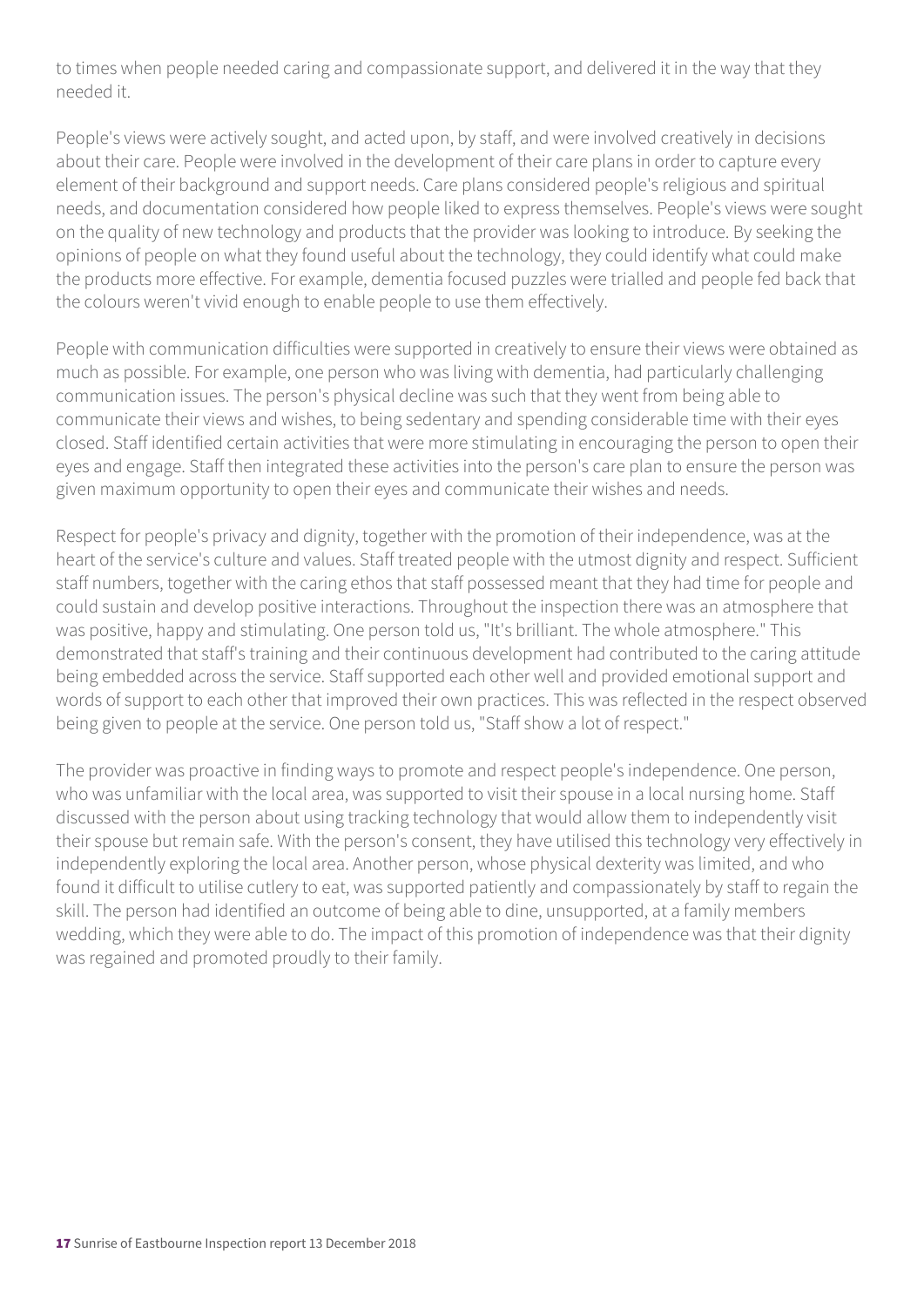to times when people needed caring and compassionate support, and delivered it in the way that they needed it.

People's views were actively sought, and acted upon, by staff, and were involved creatively in decisions about their care. People were involved in the development of their care plans in order to capture every element of their background and support needs. Care plans considered people's religious and spiritual needs, and documentation considered how people liked to express themselves. People's views were sought on the quality of new technology and products that the provider was looking to introduce. By seeking the opinions of people on what they found useful about the technology, they could identify what could make the products more effective. For example, dementia focused puzzles were trialled and people fed back that the colours weren't vivid enough to enable people to use them effectively.

People with communication difficulties were supported in creatively to ensure their views were obtained as much as possible. For example, one person who was living with dementia, had particularly challenging communication issues. The person's physical decline was such that they went from being able to communicate their views and wishes, to being sedentary and spending considerable time with their eyes closed. Staff identified certain activities that were more stimulating in encouraging the person to open their eyes and engage. Staff then integrated these activities into the person's care plan to ensure the person was given maximum opportunity to open their eyes and communicate their wishes and needs.

Respect for people's privacy and dignity, together with the promotion of their independence, was at the heart of the service's culture and values. Staff treated people with the utmost dignity and respect. Sufficient staff numbers, together with the caring ethos that staff possessed meant that they had time for people and could sustain and develop positive interactions. Throughout the inspection there was an atmosphere that was positive, happy and stimulating. One person told us, "It's brilliant. The whole atmosphere." This demonstrated that staff's training and their continuous development had contributed to the caring attitude being embedded across the service. Staff supported each other well and provided emotional support and words of support to each other that improved their own practices. This was reflected in the respect observed being given to people at the service. One person told us, "Staff show a lot of respect."

The provider was proactive in finding ways to promote and respect people's independence. One person, who was unfamiliar with the local area, was supported to visit their spouse in a local nursing home. Staff discussed with the person about using tracking technology that would allow them to independently visit their spouse but remain safe. With the person's consent, they have utilised this technology very effectively in independently exploring the local area. Another person, whose physical dexterity was limited, and who found it difficult to utilise cutlery to eat, was supported patiently and compassionately by staff to regain the skill. The person had identified an outcome of being able to dine, unsupported, at a family members wedding, which they were able to do. The impact of this promotion of independence was that their dignity was regained and promoted proudly to their family.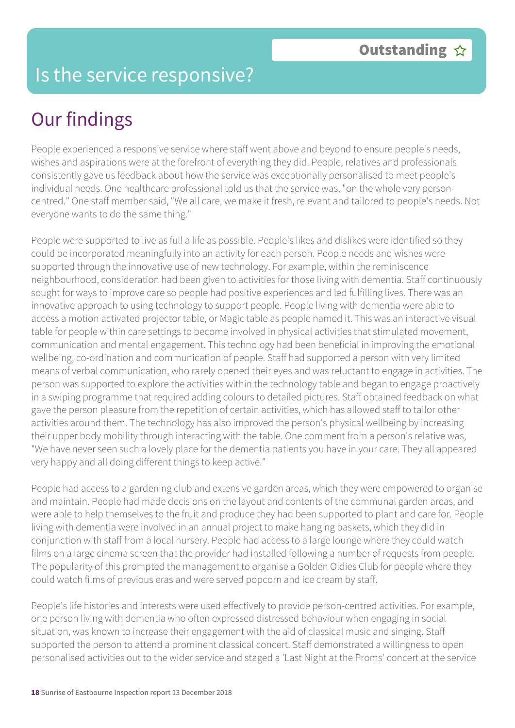# Is the service responsive?

**Outstanding** ☆

## Our findings

People experienced a responsive service where staff went above and beyond to ensure people's needs, wishes and aspirations were at the forefront of everything they did. People, relatives and professionals consistently gave us feedback about how the service was exceptionally personalised to meet people's individual needs. One healthcare professional told us that the service was, "on the whole very person-centred." One staff member said, "We all care, we make it fresh, relevant and tailored to people's needs. Not everyone wants to do the same thing."

People were supported to live as full a life as possible. People's likes and dislikes were identified so they could be incorporated meaningfully into an activity for each person. People needs and wishes were supported through the innovative use of new technology. For example, within the reminiscence neighbourhood, consideration had been given to activities for those living with dementia. Staff continuously sought for ways to improve care so people had positive experiences and led fulfilling lives. There was an innovative approach to using technology to support people. People living with dementia were able to access a motion activated projector table, or Magic table as people named it. This was an interactive visual table for people within care settings to become involved in physical activities that stimulated movement, communication and mental engagement. This technology had been beneficial in improving the emotional wellbeing, co-ordination and communication of people. Staff had supported a person with very limited means of verbal communication, who rarely opened their eyes and was reluctant to engage in activities. The person was supported to explore the activities within the technology table and began to engage proactively in a swiping programme that required adding colours to detailed pictures. Staff obtained feedback on what gave the person pleasure from the repetition of certain activities, which has allowed staff to tailor other activities around them. The technology has also improved the person's physical wellbeing by increasing their upper body mobility through interacting with the table. One comment from a person's relative was, "We have never seen such a lovely place for the dementia patients you have in your care. They all appeared very happy and all doing different things to keep active."

People had access to a gardening club and extensive garden areas, which they were empowered to organise and maintain. People had made decisions on the layout and contents of the communal garden areas, and were able to help themselves to the fruit and produce they had been supported to plant and care for. People living with dementia were involved in an annual project to make hanging baskets, which they did in conjunction with staff from a local nursery. People had access to a large lounge where they could watch films on a large cinema screen that the provider had installed following a number of requests from people. The popularity of this prompted the management to organise a Golden Oldies Club for people where they could watch films of previous eras and were served popcorn and ice cream by staff.

People's life histories and interests were used effectively to provide person-centred activities. For example, one person living with dementia who often expressed distressed behaviour when engaging in social situation, was known to increase their engagement with the aid of classical music and singing. Staff supported the person to attend a prominent classical concert. Staff demonstrated a willingness to open personalised activities out to the wider service and staged a 'Last Night at the Proms' concert at the service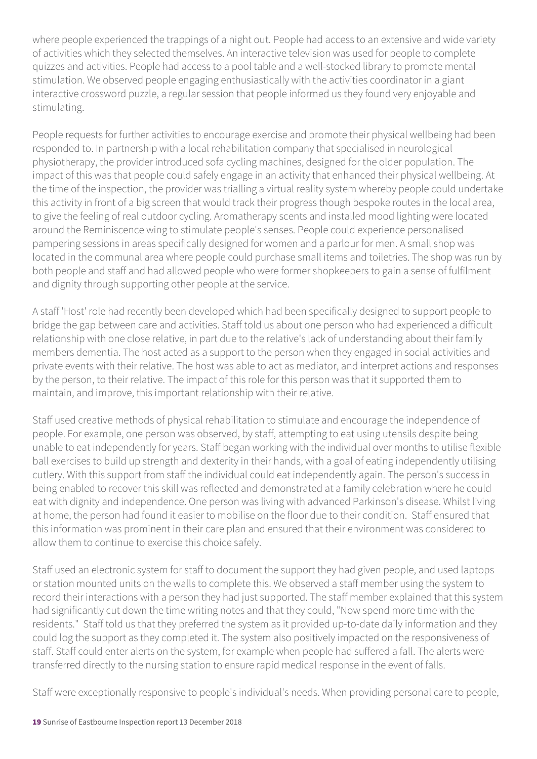where people experienced the trappings of a night out. People had access to an extensive and wide variety of activities which they selected themselves. An interactive television was used for people to complete quizzes and activities. People had access to a pool table and a well-stocked library to promote mental stimulation. We observed people engaging enthusiastically with the activities coordinator in a giant interactive crossword puzzle, a regular session that people informed us they found very enjoyable and stimulating.

People requests for further activities to encourage exercise and promote their physical wellbeing had been responded to. In partnership with a local rehabilitation company that specialised in neurological physiotherapy, the provider introduced sofa cycling machines, designed for the older population. The impact of this was that people could safely engage in an activity that enhanced their physical wellbeing. At the time of the inspection, the provider was trialling a virtual reality system whereby people could undertake this activity in front of a big screen that would track their progress though bespoke routes in the local area, to give the feeling of real outdoor cycling. Aromatherapy scents and installed mood lighting were located around the Reminiscence wing to stimulate people's senses. People could experience personalised pampering sessions in areas specifically designed for women and a parlour for men. A small shop was located in the communal area where people could purchase small items and toiletries. The shop was run by both people and staff and had allowed people who were former shopkeepers to gain a sense of fulfilment and dignity through supporting other people at the service.

A staff 'Host' role had recently been developed which had been specifically designed to support people to bridge the gap between care and activities. Staff told us about one person who had experienced a difficult relationship with one close relative, in part due to the relative's lack of understanding about their family members dementia. The host acted as a support to the person when they engaged in social activities and private events with their relative. The host was able to act as mediator, and interpret actions and responses by the person, to their relative. The impact of this role for this person was that it supported them to maintain, and improve, this important relationship with their relative.

Staff used creative methods of physical rehabilitation to stimulate and encourage the independence of people. For example, one person was observed, by staff, attempting to eat using utensils despite being unable to eat independently for years. Staff began working with the individual over months to utilise flexible ball exercises to build up strength and dexterity in their hands, with a goal of eating independently utilising cutlery. With this support from staff the individual could eat independently again. The person's success in being enabled to recover this skill was reflected and demonstrated at a family celebration where he could eat with dignity and independence. One person was living with advanced Parkinson's disease. Whilst living at home, the person had found it easier to mobilise on the floor due to their condition. Staff ensured that this information was prominent in their care plan and ensured that their environment was considered to allow them to continue to exercise this choice safely.

Staff used an electronic system for staff to document the support they had given people, and used laptops or station mounted units on the walls to complete this. We observed a staff member using the system to record their interactions with a person they had just supported. The staff member explained that this system had significantly cut down the time writing notes and that they could, "Now spend more time with the residents." Staff told us that they preferred the system as it provided up-to-date daily information and they could log the support as they completed it. The system also positively impacted on the responsiveness of staff. Staff could enter alerts on the system, for example when people had suffered a fall. The alerts were transferred directly to the nursing station to ensure rapid medical response in the event of falls.

Staff were exceptionally responsive to people's individual's needs. When providing personal care to people,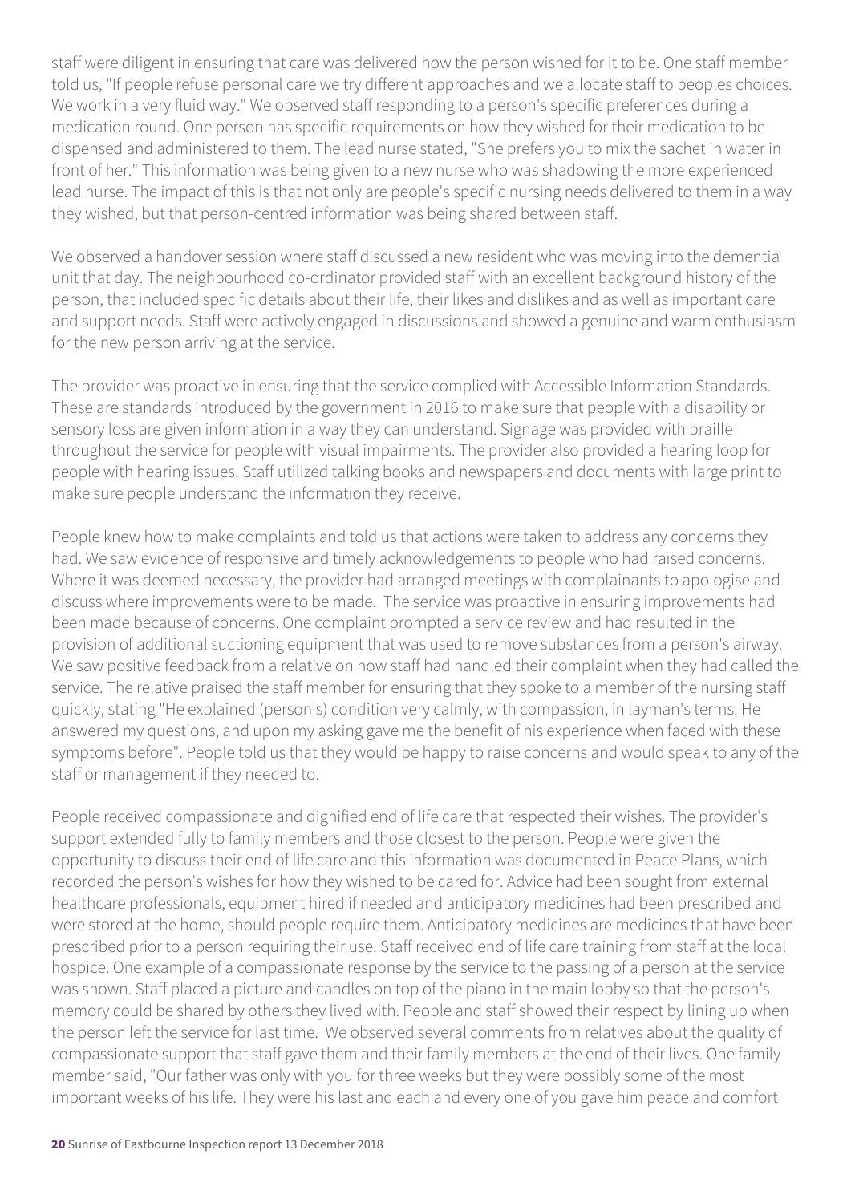staff were diligent in ensuring that care was delivered how the person wished for it to be. One staff member told us, "If people refuse personal care we try different approaches and we allocate staff to peoples choices. We work in a very fluid way." We observed staff responding to a person's specific preferences during a medication round. One person has specific requirements on how they wished for their medication to be dispensed and administered to them. The lead nurse stated, "She prefers you to mix the sachet in water in front of her." This information was being given to a new nurse who was shadowing the more experienced lead nurse. The impact of this is that not only are people's specific nursing needs delivered to them in a way they wished, but that person-centred information was being shared between staff.

We observed a handover session where staff discussed a new resident who was moving into the dementia unit that day. The neighbourhood co-ordinator provided staff with an excellent background history of the person, that included specific details about their life, their likes and dislikes and as well as important care and support needs. Staff were actively engaged in discussions and showed a genuine and warm enthusiasm for the new person arriving at the service.

The provider was proactive in ensuring that the service complied with Accessible Information Standards. These are standards introduced by the government in 2016 to make sure that people with a disability or sensory loss are given information in a way they can understand. Signage was provided with braille throughout the service for people with visual impairments. The provider also provided a hearing loop for people with hearing issues. Staff utilized talking books and newspapers and documents with large print to make sure people understand the information they receive.

People knew how to make complaints and told us that actions were taken to address any concerns they had. We saw evidence of responsive and timely acknowledgements to people who had raised concerns. Where it was deemed necessary, the provider had arranged meetings with complainants to apologise and discuss where improvements were to be made. The service was proactive in ensuring improvements had been made because of concerns. One complaint prompted a service review and had resulted in the provision of additional suctioning equipment that was used to remove substances from a person's airway. We saw positive feedback from a relative on how staff had handled their complaint when they had called the service. The relative praised the staff member for ensuring that they spoke to a member of the nursing staff quickly, stating "He explained (person's) condition very calmly, with compassion, in layman's terms. He answered my questions, and upon my asking gave me the benefit of his experience when faced with these symptoms before". People told us that they would be happy to raise concerns and would speak to any of the staff or management if they needed to.

People received compassionate and dignified end of life care that respected their wishes. The provider's support extended fully to family members and those closest to the person. People were given the opportunity to discuss their end of life care and this information was documented in Peace Plans, which recorded the person's wishes for how they wished to be cared for. Advice had been sought from external healthcare professionals, equipment hired if needed and anticipatory medicines had been prescribed and were stored at the home, should people require them. Anticipatory medicines are medicines that have been prescribed prior to a person requiring their use. Staff received end of life care training from staff at the local hospice. One example of a compassionate response by the service to the passing of a person at the service was shown. Staff placed a picture and candles on top of the piano in the main lobby so that the person's memory could be shared by others they lived with. People and staff showed their respect by lining up when the person left the service for last time. We observed several comments from relatives about the quality of compassionate support that staff gave them and their family members at the end of their lives. One family member said, "Our father was only with you for three weeks but they were possibly some of the most important weeks of his life. They were his last and each and every one of you gave him peace and comfort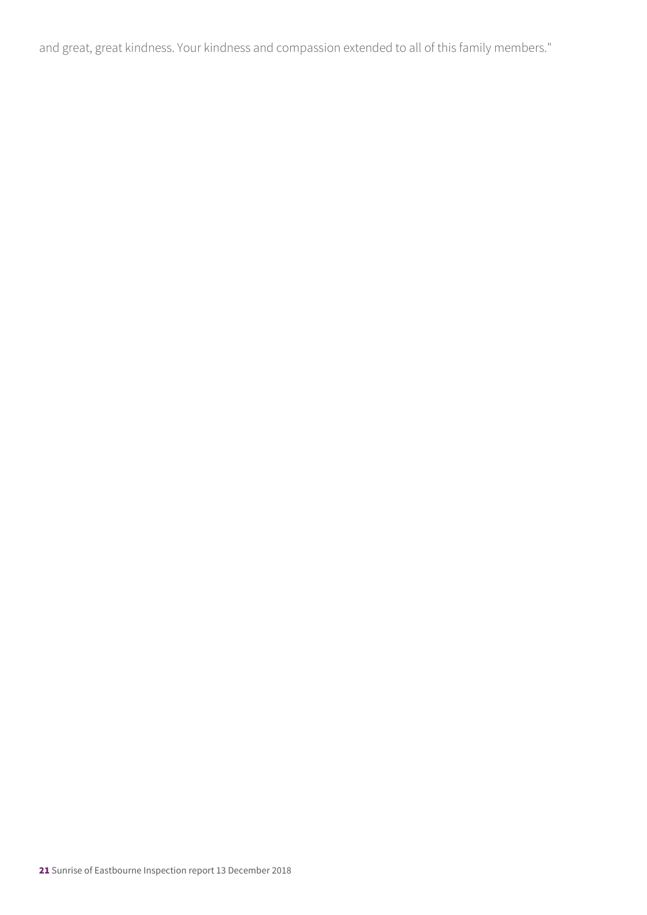and great, great kindness. Your kindness and compassion extended to all of this family members."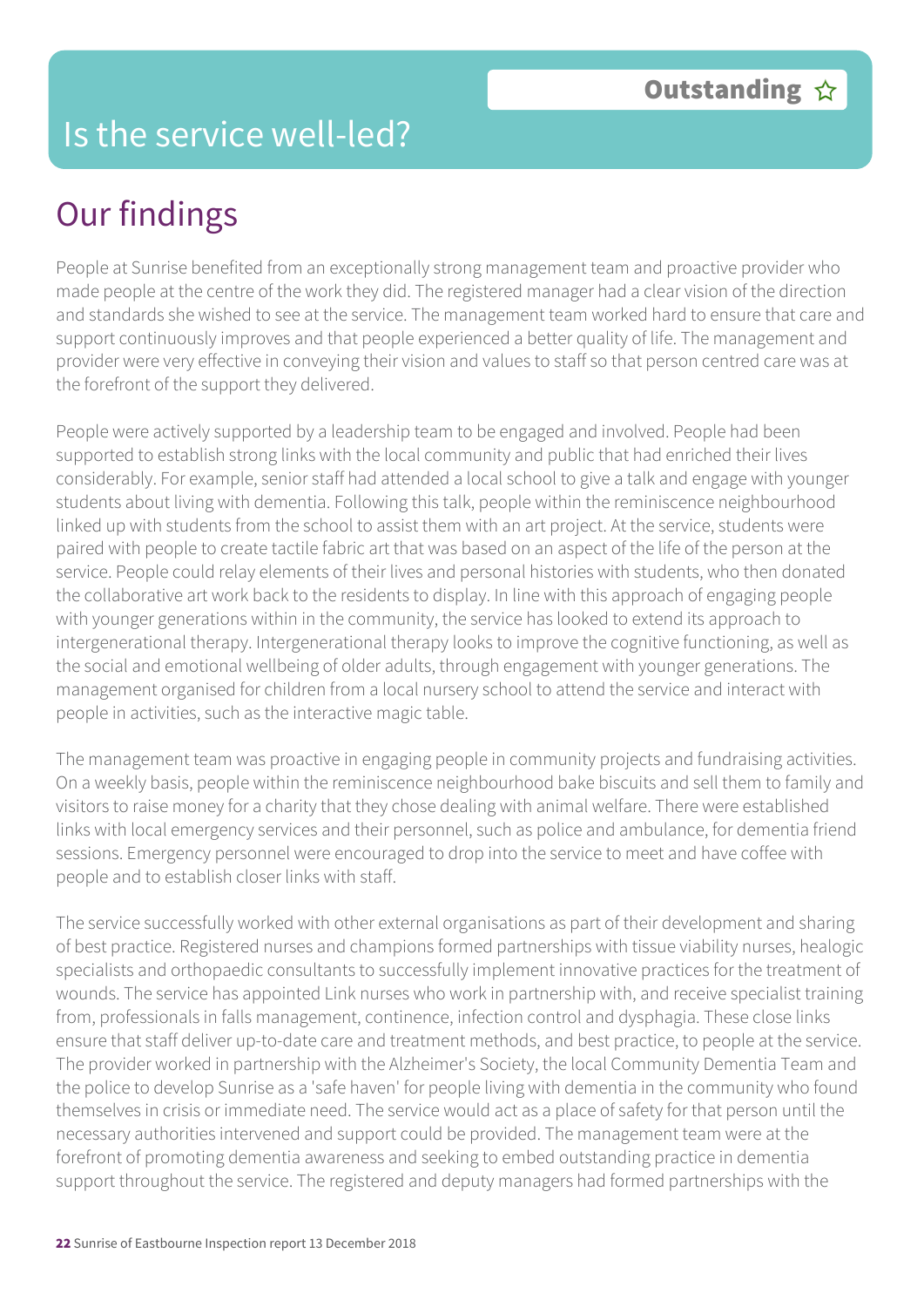# Is the service well-led?

**Outstanding** ☆

## Our findings

People at Sunrise benefited from an exceptionally strong management team and proactive provider who made people at the centre of the work they did. The registered manager had a clear vision of the direction and standards she wished to see at the service. The management team worked hard to ensure that care and support continuously improves and that people experienced a better quality of life. The management and provider were very effective in conveying their vision and values to staff so that person centred care was at the forefront of the support they delivered.

People were actively supported by a leadership team to be engaged and involved. People had been supported to establish strong links with the local community and public that had enriched their lives considerably. For example, senior staff had attended a local school to give a talk and engage with younger students about living with dementia. Following this talk, people within the reminiscence neighbourhood linked up with students from the school to assist them with an art project. At the service, students were paired with people to create tactile fabric art that was based on an aspect of the life of the person at the service. People could relay elements of their lives and personal histories with students, who then donated the collaborative art work back to the residents to display. In line with this approach of engaging people with younger generations within in the community, the service has looked to extend its approach to intergenerational therapy. Intergenerational therapy looks to improve the cognitive functioning, as well as the social and emotional wellbeing of older adults, through engagement with younger generations. The management organised for children from a local nursery school to attend the service and interact with people in activities, such as the interactive magic table.

The management team was proactive in engaging people in community projects and fundraising activities. On a weekly basis, people within the reminiscence neighbourhood bake biscuits and sell them to family and visitors to raise money for a charity that they chose dealing with animal welfare. There were established links with local emergency services and their personnel, such as police and ambulance, for dementia friend sessions. Emergency personnel were encouraged to drop into the service to meet and have coffee with people and to establish closer links with staff.

The service successfully worked with other external organisations as part of their development and sharing of best practice. Registered nurses and champions formed partnerships with tissue viability nurses, healogic specialists and orthopaedic consultants to successfully implement innovative practices for the treatment of wounds. The service has appointed Link nurses who work in partnership with, and receive specialist training from, professionals in falls management, continence, infection control and dysphagia. These close links ensure that staff deliver up-to-date care and treatment methods, and best practice, to people at the service. The provider worked in partnership with the Alzheimer's Society, the local Community Dementia Team and the police to develop Sunrise as a 'safe haven' for people living with dementia in the community who found themselves in crisis or immediate need. The service would act as a place of safety for that person until the necessary authorities intervened and support could be provided. The management team were at the forefront of promoting dementia awareness and seeking to embed outstanding practice in dementia support throughout the service. The registered and deputy managers had formed partnerships with the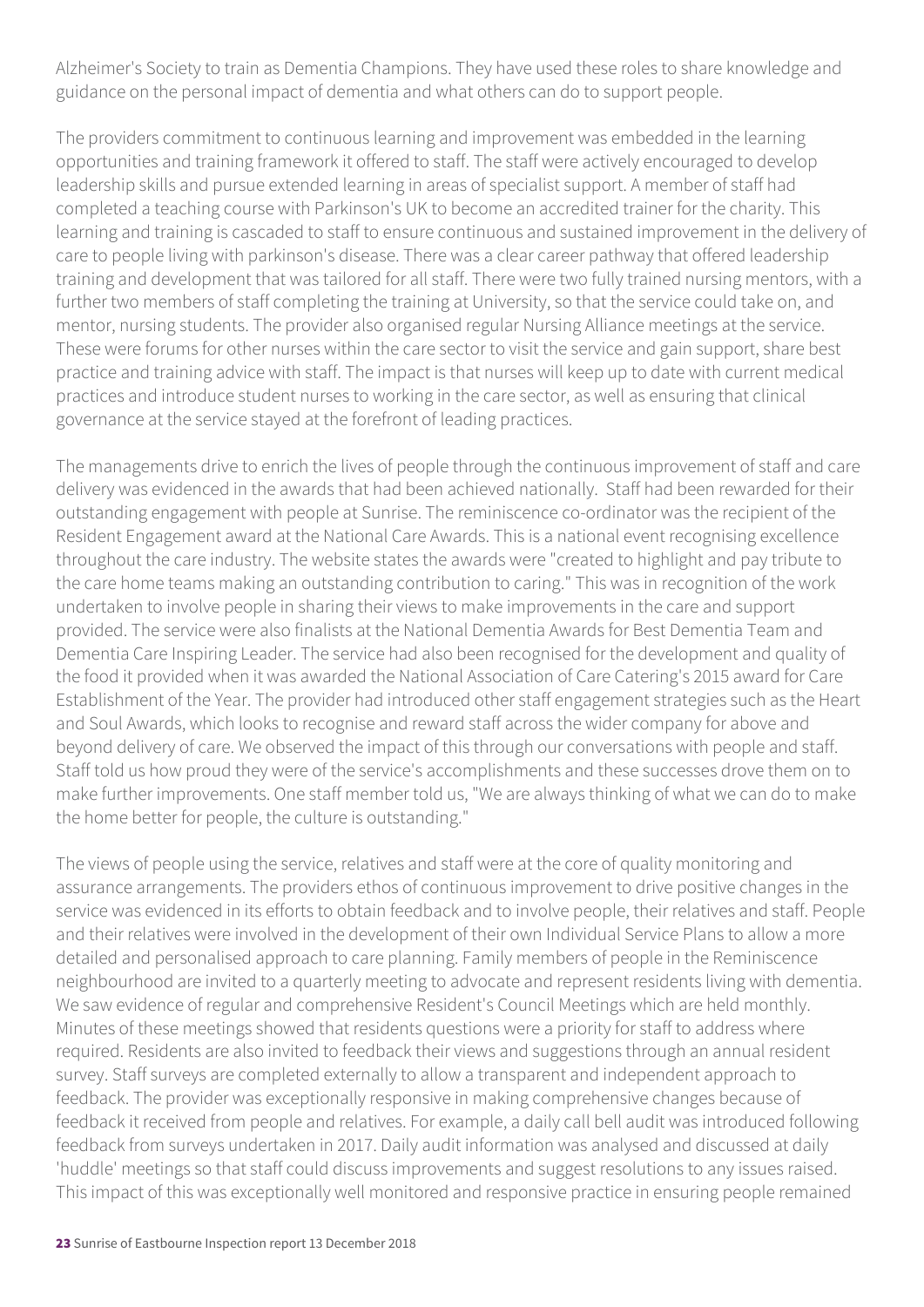Alzheimer's Society to train as Dementia Champions. They have used these roles to share knowledge and guidance on the personal impact of dementia and what others can do to support people.

The providers commitment to continuous learning and improvement was embedded in the learning opportunities and training framework it offered to staff. The staff were actively encouraged to develop leadership skills and pursue extended learning in areas of specialist support. A member of staff had completed a teaching course with Parkinson's UK to become an accredited trainer for the charity. This learning and training is cascaded to staff to ensure continuous and sustained improvement in the delivery of care to people living with parkinson's disease. There was a clear career pathway that offered leadership training and development that was tailored for all staff. There were two fully trained nursing mentors, with a further two members of staff completing the training at University, so that the service could take on, and mentor, nursing students. The provider also organised regular Nursing Alliance meetings at the service. These were forums for other nurses within the care sector to visit the service and gain support, share best practice and training advice with staff. The impact is that nurses will keep up to date with current medical practices and introduce student nurses to working in the care sector, as well as ensuring that clinical governance at the service stayed at the forefront of leading practices.

The managements drive to enrich the lives of people through the continuous improvement of staff and care delivery was evidenced in the awards that had been achieved nationally.  Staff had been rewarded for their outstanding engagement with people at Sunrise. The reminiscence co-ordinator was the recipient of the Resident Engagement award at the National Care Awards. This is a national event recognising excellence throughout the care industry. The website states the awards were "created to highlight and pay tribute to the care home teams making an outstanding contribution to caring." This was in recognition of the work undertaken to involve people in sharing their views to make improvements in the care and support provided. The service were also finalists at the National Dementia Awards for Best Dementia Team and Dementia Care Inspiring Leader. The service had also been recognised for the development and quality of the food it provided when it was awarded the National Association of Care Catering's 2015 award for Care Establishment of the Year. The provider had introduced other staff engagement strategies such as the Heart and Soul Awards, which looks to recognise and reward staff across the wider company for above and beyond delivery of care. We observed the impact of this through our conversations with people and staff. Staff told us how proud they were of the service's accomplishments and these successes drove them on to make further improvements. One staff member told us, "We are always thinking of what we can do to make the home better for people, the culture is outstanding."

The views of people using the service, relatives and staff were at the core of quality monitoring and assurance arrangements. The providers ethos of continuous improvement to drive positive changes in the service was evidenced in its efforts to obtain feedback and to involve people, their relatives and staff. People and their relatives were involved in the development of their own Individual Service Plans to allow a more detailed and personalised approach to care planning. Family members of people in the Reminiscence neighbourhood are invited to a quarterly meeting to advocate and represent residents living with dementia. We saw evidence of regular and comprehensive Resident's Council Meetings which are held monthly. Minutes of these meetings showed that residents questions were a priority for staff to address where required. Residents are also invited to feedback their views and suggestions through an annual resident survey. Staff surveys are completed externally to allow a transparent and independent approach to feedback. The provider was exceptionally responsive in making comprehensive changes because of feedback it received from people and relatives. For example, a daily call bell audit was introduced following feedback from surveys undertaken in 2017. Daily audit information was analysed and discussed at daily 'huddle' meetings so that staff could discuss improvements and suggest resolutions to any issues raised. This impact of this was exceptionally well monitored and responsive practice in ensuring people remained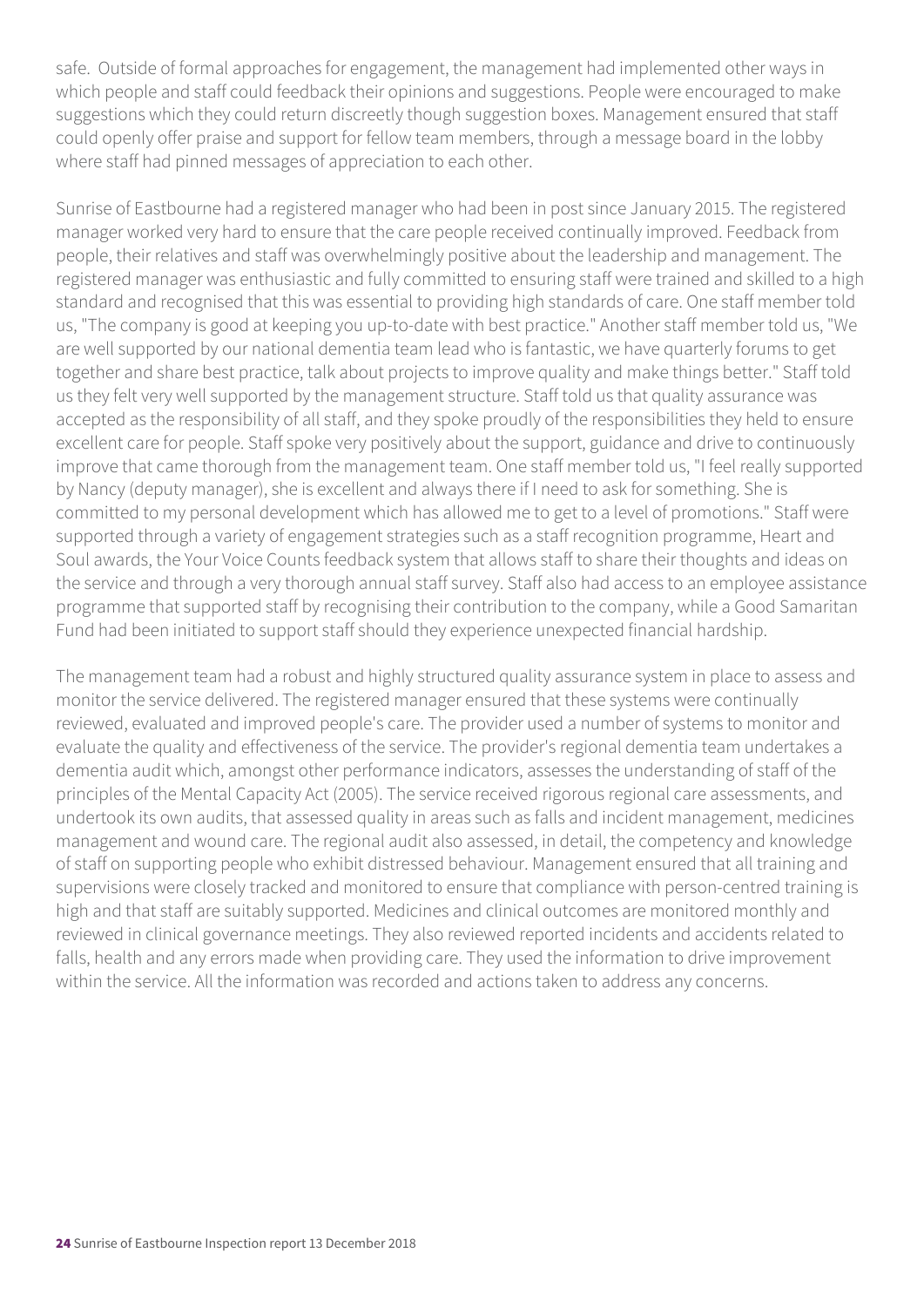safe. Outside of formal approaches for engagement, the management had implemented other ways in which people and staff could feedback their opinions and suggestions. People were encouraged to make suggestions which they could return discreetly though suggestion boxes. Management ensured that staff could openly offer praise and support for fellow team members, through a message board in the lobby where staff had pinned messages of appreciation to each other.

Sunrise of Eastbourne had a registered manager who had been in post since January 2015. The registered manager worked very hard to ensure that the care people received continually improved. Feedback from people, their relatives and staff was overwhelmingly positive about the leadership and management. The registered manager was enthusiastic and fully committed to ensuring staff were trained and skilled to a high standard and recognised that this was essential to providing high standards of care. One staff member told us, "The company is good at keeping you up-to-date with best practice." Another staff member told us, "We are well supported by our national dementia team lead who is fantastic, we have quarterly forums to get together and share best practice, talk about projects to improve quality and make things better." Staff told us they felt very well supported by the management structure. Staff told us that quality assurance was accepted as the responsibility of all staff, and they spoke proudly of the responsibilities they held to ensure excellent care for people. Staff spoke very positively about the support, guidance and drive to continuously improve that came thorough from the management team. One staff member told us, "I feel really supported by Nancy (deputy manager), she is excellent and always there if I need to ask for something. She is committed to my personal development which has allowed me to get to a level of promotions." Staff were supported through a variety of engagement strategies such as a staff recognition programme, Heart and Soul awards, the Your Voice Counts feedback system that allows staff to share their thoughts and ideas on the service and through a very thorough annual staff survey. Staff also had access to an employee assistance programme that supported staff by recognising their contribution to the company, while a Good Samaritan Fund had been initiated to support staff should they experience unexpected financial hardship.

The management team had a robust and highly structured quality assurance system in place to assess and monitor the service delivered. The registered manager ensured that these systems were continually reviewed, evaluated and improved people's care. The provider used a number of systems to monitor and evaluate the quality and effectiveness of the service. The provider's regional dementia team undertakes a dementia audit which, amongst other performance indicators, assesses the understanding of staff of the principles of the Mental Capacity Act (2005). The service received rigorous regional care assessments, and undertook its own audits, that assessed quality in areas such as falls and incident management, medicines management and wound care. The regional audit also assessed, in detail, the competency and knowledge of staff on supporting people who exhibit distressed behaviour. Management ensured that all training and supervisions were closely tracked and monitored to ensure that compliance with person-centred training is high and that staff are suitably supported. Medicines and clinical outcomes are monitored monthly and reviewed in clinical governance meetings. They also reviewed reported incidents and accidents related to falls, health and any errors made when providing care. They used the information to drive improvement within the service. All the information was recorded and actions taken to address any concerns.